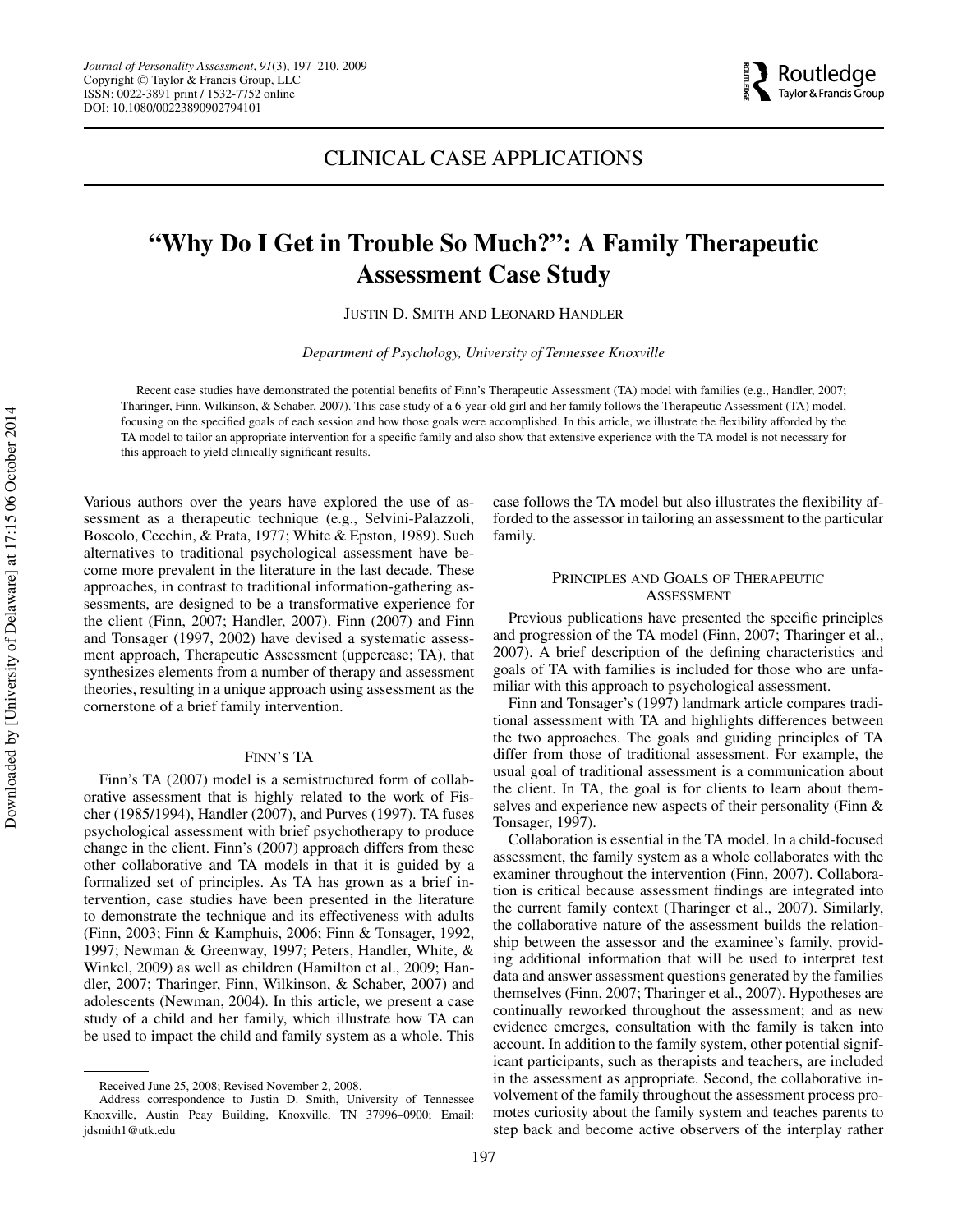CLINICAL CASE APPLICATIONS

# "Why Do I Get in Trouble So Much?": A Family Therapeutic Assessment Case Study

JUSTIN D. SMITH AND LEONARD HANDLER

*Department of Psychology, University of Tennessee Knoxville*

Recent case studies have demonstrated the potential benefits of Finn's Therapeutic Assessment (TA) model with families (e.g., Handler, 2007; Tharinger, Finn, Wilkinson, & Schaber, 2007). This case study of a 6-year-old girl and her family follows the Therapeutic Assessment (TA) model, focusing on the specified goals of each session and how those goals were accomplished. In this article, we illustrate the flexibility afforded by the TA model to tailor an appropriate intervention for a specific family and also show that extensive experience with the TA model is not necessary for this approach to yield clinically significant results.

Various authors over the years have explored the use of assessment as a therapeutic technique (e.g., Selvini-Palazzoli, Boscolo, Cecchin, & Prata, 1977; White & Epston, 1989). Such alternatives to traditional psychological assessment have become more prevalent in the literature in the last decade. These approaches, in contrast to traditional information-gathering assessments, are designed to be a transformative experience for the client (Finn, 2007; Handler, 2007). Finn (2007) and Finn and Tonsager (1997, 2002) have devised a systematic assessment approach, Therapeutic Assessment (uppercase; TA), that synthesizes elements from a number of therapy and assessment theories, resulting in a unique approach using assessment as the cornerstone of a brief family intervention.

## FINN'S TA

Finn's TA (2007) model is a semistructured form of collaborative assessment that is highly related to the work of Fischer (1985/1994), Handler (2007), and Purves (1997). TA fuses psychological assessment with brief psychotherapy to produce change in the client. Finn's (2007) approach differs from these other collaborative and TA models in that it is guided by a formalized set of principles. As TA has grown as a brief intervention, case studies have been presented in the literature to demonstrate the technique and its effectiveness with adults (Finn, 2003; Finn & Kamphuis, 2006; Finn & Tonsager, 1992, 1997; Newman & Greenway, 1997; Peters, Handler, White, & Winkel, 2009) as well as children (Hamilton et al., 2009; Handler, 2007; Tharinger, Finn, Wilkinson, & Schaber, 2007) and adolescents (Newman, 2004). In this article, we present a case study of a child and her family, which illustrate how TA can be used to impact the child and family system as a whole. This case follows the TA model but also illustrates the flexibility afforded to the assessor in tailoring an assessment to the particular family.

## PRINCIPLES AND GOALS OF THERAPEUTIC ASSESSMENT

Previous publications have presented the specific principles and progression of the TA model (Finn, 2007; Tharinger et al., 2007). A brief description of the defining characteristics and goals of TA with families is included for those who are unfamiliar with this approach to psychological assessment.

Finn and Tonsager's (1997) landmark article compares traditional assessment with TA and highlights differences between the two approaches. The goals and guiding principles of TA differ from those of traditional assessment. For example, the usual goal of traditional assessment is a communication about the client. In TA, the goal is for clients to learn about themselves and experience new aspects of their personality (Finn & Tonsager, 1997).

Collaboration is essential in the TA model. In a child-focused assessment, the family system as a whole collaborates with the examiner throughout the intervention (Finn, 2007). Collaboration is critical because assessment findings are integrated into the current family context (Tharinger et al., 2007). Similarly, the collaborative nature of the assessment builds the relationship between the assessor and the examinee's family, providing additional information that will be used to interpret test data and answer assessment questions generated by the families themselves (Finn, 2007; Tharinger et al., 2007). Hypotheses are continually reworked throughout the assessment; and as new evidence emerges, consultation with the family is taken into account. In addition to the family system, other potential significant participants, such as therapists and teachers, are included in the assessment as appropriate. Second, the collaborative involvement of the family throughout the assessment process promotes curiosity about the family system and teaches parents to step back and become active observers of the interplay rather

Received June 25, 2008; Revised November 2, 2008.

Address correspondence to Justin D. Smith, University of Tennessee Knoxville, Austin Peay Building, Knoxville, TN 37996–0900; Email: jdsmith1@utk.edu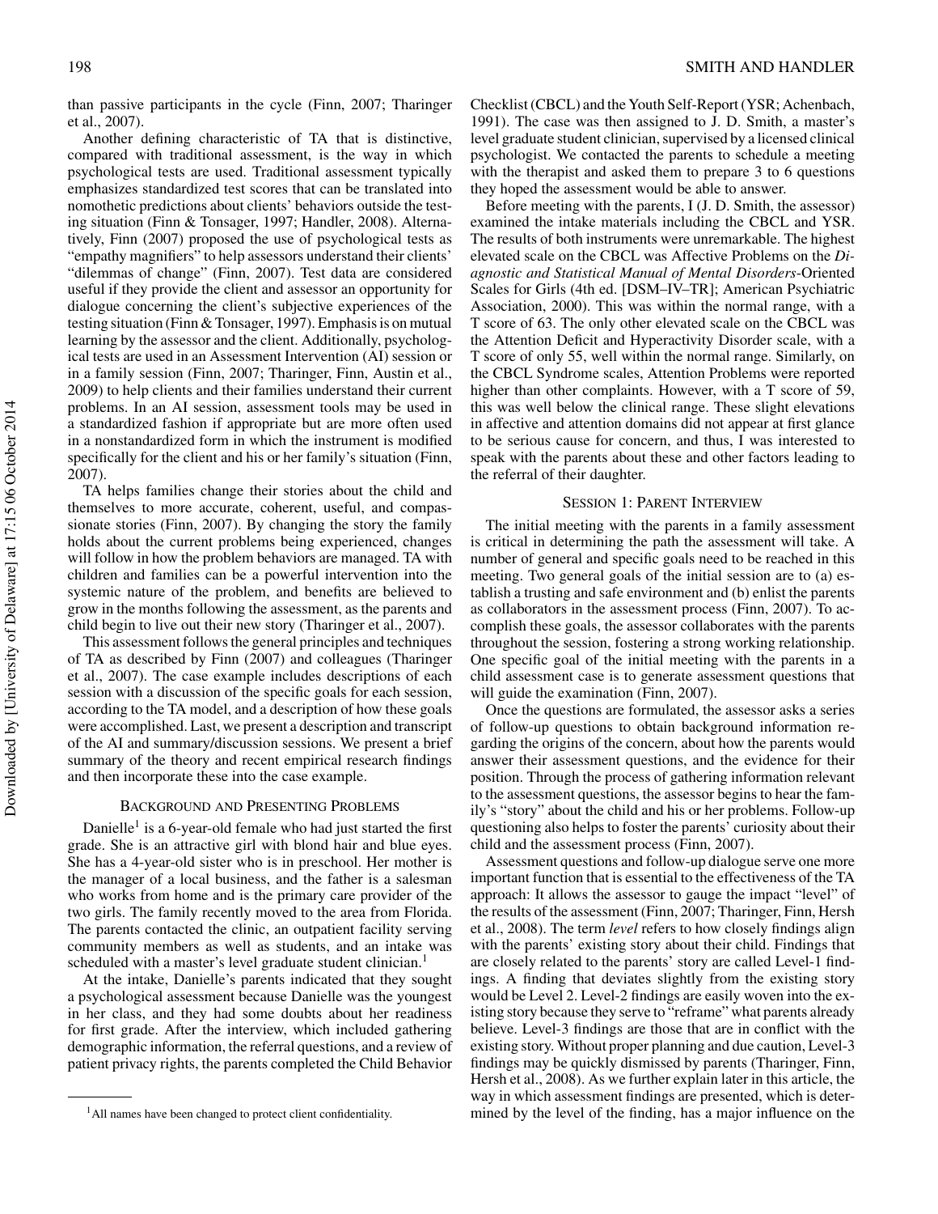than passive participants in the cycle (Finn, 2007; Tharinger et al., 2007).

Another defining characteristic of TA that is distinctive, compared with traditional assessment, is the way in which psychological tests are used. Traditional assessment typically emphasizes standardized test scores that can be translated into nomothetic predictions about clients' behaviors outside the testing situation (Finn & Tonsager, 1997; Handler, 2008). Alternatively, Finn (2007) proposed the use of psychological tests as "empathy magnifiers" to help assessors understand their clients' "dilemmas of change" (Finn, 2007). Test data are considered useful if they provide the client and assessor an opportunity for dialogue concerning the client's subjective experiences of the testing situation (Finn & Tonsager, 1997). Emphasis is on mutual learning by the assessor and the client. Additionally, psychological tests are used in an Assessment Intervention (AI) session or in a family session (Finn, 2007; Tharinger, Finn, Austin et al., 2009) to help clients and their families understand their current problems. In an AI session, assessment tools may be used in a standardized fashion if appropriate but are more often used in a nonstandardized form in which the instrument is modified specifically for the client and his or her family's situation (Finn, 2007).

TA helps families change their stories about the child and themselves to more accurate, coherent, useful, and compassionate stories (Finn, 2007). By changing the story the family holds about the current problems being experienced, changes will follow in how the problem behaviors are managed. TA with children and families can be a powerful intervention into the systemic nature of the problem, and benefits are believed to grow in the months following the assessment, as the parents and child begin to live out their new story (Tharinger et al., 2007).

This assessment follows the general principles and techniques of TA as described by Finn (2007) and colleagues (Tharinger et al., 2007). The case example includes descriptions of each session with a discussion of the specific goals for each session, according to the TA model, and a description of how these goals were accomplished. Last, we present a description and transcript of the AI and summary/discussion sessions. We present a brief summary of the theory and recent empirical research findings and then incorporate these into the case example.

## Background and Presenting Problems

Danielle[1] is a 6-year-old female who had just started the first grade. She is an attractive girl with blond hair and blue eyes. She has a 4-year-old sister who is in preschool. Her mother is the manager of a local business, and the father is a salesman who works from home and is the primary care provider of the two girls. The family recently moved to the area from Florida. The parents contacted the clinic, an outpatient facility serving community members as well as students, and an intake was scheduled with a master's level graduate student clinician.[1]

At the intake, Danielle's parents indicated that they sought a psychological assessment because Danielle was the youngest in her class, and they had some doubts about her readiness for first grade. After the interview, which included gathering demographic information, the referral questions, and a review of patient privacy rights, the parents completed the Child Behavior Checklist (CBCL) and the Youth Self-Report (YSR; Achenbach, 1991). The case was then assigned to J. D. Smith, a master's level graduate student clinician, supervised by a licensed clinical psychologist. We contacted the parents to schedule a meeting with the therapist and asked them to prepare 3 to 6 questions they hoped the assessment would be able to answer.

Before meeting with the parents, I (J. D. Smith, the assessor) examined the intake materials including the CBCL and YSR. The results of both instruments were unremarkable. The highest elevated scale on the CBCL was Affective Problems on the *Diagnostic and Statistical Manual of Mental Disorders*-Oriented Scales for Girls (4th ed. [DSM–IV–TR]; American Psychiatric Association, 2000). This was within the normal range, with a T score of 63. The only other elevated scale on the CBCL was the Attention Deficit and Hyperactivity Disorder scale, with a T score of only 55, well within the normal range. Similarly, on the CBCL Syndrome scales, Attention Problems were reported higher than other complaints. However, with a T score of 59, this was well below the clinical range. These slight elevations in affective and attention domains did not appear at first glance to be serious cause for concern, and thus, I was interested to speak with the parents about these and other factors leading to the referral of their daughter.

## Session 1: Parent Interview

The initial meeting with the parents in a family assessment is critical in determining the path the assessment will take. A number of general and specific goals need to be reached in this meeting. Two general goals of the initial session are to (a) establish a trusting and safe environment and (b) enlist the parents as collaborators in the assessment process (Finn, 2007). To accomplish these goals, the assessor collaborates with the parents throughout the session, fostering a strong working relationship. One specific goal of the initial meeting with the parents in a child assessment case is to generate assessment questions that will guide the examination (Finn, 2007).

Once the questions are formulated, the assessor asks a series of follow-up questions to obtain background information regarding the origins of the concern, about how the parents would answer their assessment questions, and the evidence for their position. Through the process of gathering information relevant to the assessment questions, the assessor begins to hear the family's "story" about the child and his or her problems. Follow-up questioning also helps to foster the parents' curiosity about their child and the assessment process (Finn, 2007).

Assessment questions and follow-up dialogue serve one more important function that is essential to the effectiveness of the TA approach: It allows the assessor to gauge the impact "level" of the results of the assessment (Finn, 2007; Tharinger, Finn, Hersh et al., 2008). The term *level* refers to how closely findings align with the parents' existing story about their child. Findings that are closely related to the parents' story are called Level-1 findings. A finding that deviates slightly from the existing story would be Level 2. Level-2 findings are easily woven into the existing story because they serve to "reframe" what parents already believe. Level-3 findings are those that are in conflict with the existing story. Without proper planning and due caution, Level-3 findings may be quickly dismissed by parents (Tharinger, Finn, Hersh et al., 2008). As we further explain later in this article, the way in which assessment findings are presented, which is determined by the level of the finding, has a major influence on the

[1] All names have been changed to protect client confidentiality.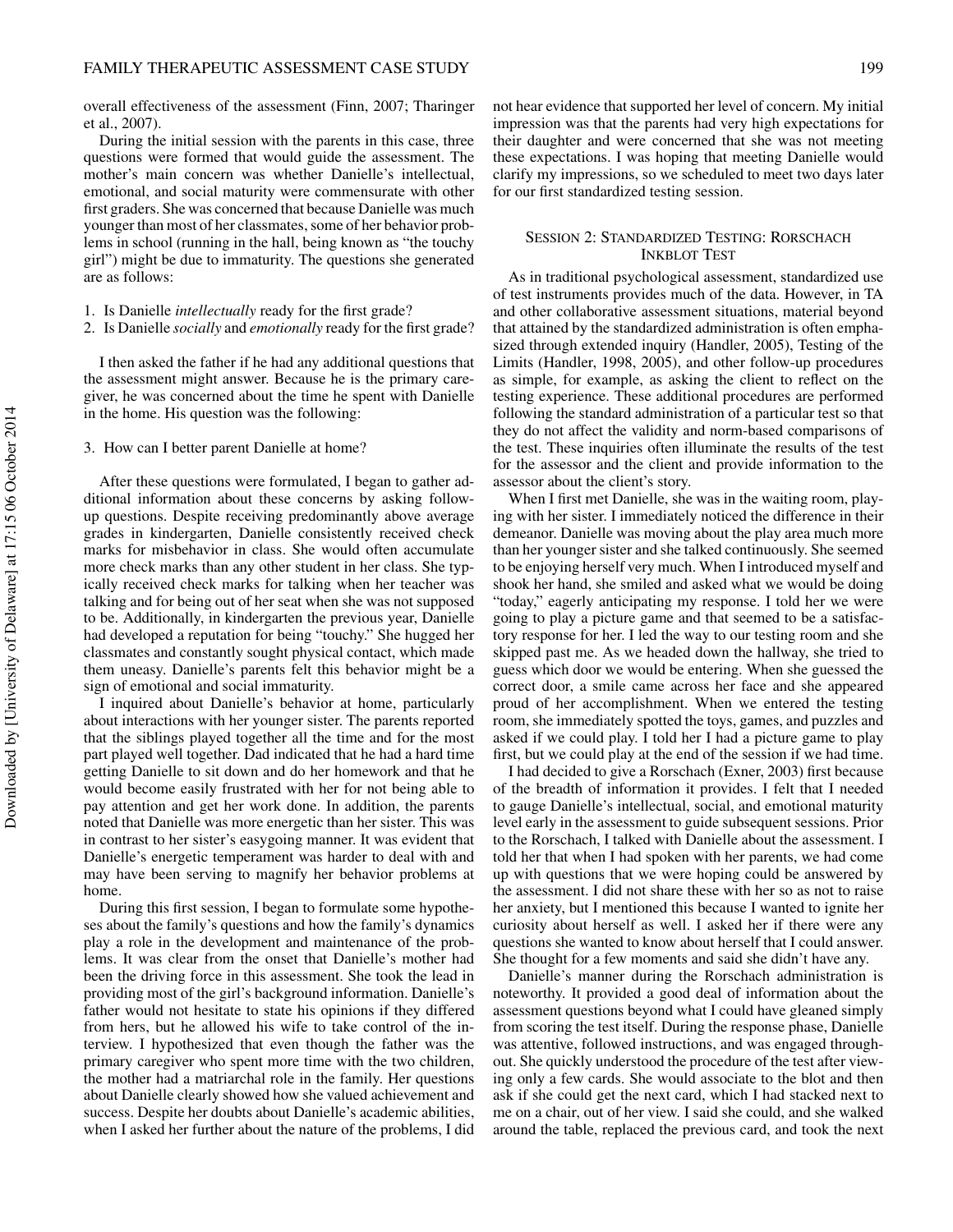overall effectiveness of the assessment (Finn, 2007; Tharinger et al., 2007).

During the initial session with the parents in this case, three questions were formed that would guide the assessment. The mother's main concern was whether Danielle's intellectual, emotional, and social maturity were commensurate with other first graders. She was concerned that because Danielle was much younger than most of her classmates, some of her behavior problems in school (running in the hall, being known as "the touchy girl") might be due to immaturity. The questions she generated are as follows:

1. Is Danielle *intellectually* ready for the first grade?
2. Is Danielle *socially* and *emotionally* ready for the first grade?

I then asked the father if he had any additional questions that the assessment might answer. Because he is the primary caregiver, he was concerned about the time he spent with Danielle in the home. His question was the following:

3. How can I better parent Danielle at home?

After these questions were formulated, I began to gather additional information about these concerns by asking follow-up questions. Despite receiving predominantly above average grades in kindergarten, Danielle consistently received check marks for misbehavior in class. She would often accumulate more check marks than any other student in her class. She typically received check marks for talking when her teacher was talking and for being out of her seat when she was not supposed to be. Additionally, in kindergarten the previous year, Danielle had developed a reputation for being "touchy." She hugged her classmates and constantly sought physical contact, which made them uneasy. Danielle's parents felt this behavior might be a sign of emotional and social immaturity.

I inquired about Danielle's behavior at home, particularly about interactions with her younger sister. The parents reported that the siblings played together all the time and for the most part played well together. Dad indicated that he had a hard time getting Danielle to sit down and do her homework and that he would become easily frustrated with her for not being able to pay attention and get her work done. In addition, the parents noted that Danielle was more energetic than her sister. This was in contrast to her sister's easygoing manner. It was evident that Danielle's energetic temperament was harder to deal with and may have been serving to magnify her behavior problems at home.

During this first session, I began to formulate some hypotheses about the family's questions and how the family's dynamics play a role in the development and maintenance of the problems. It was clear from the onset that Danielle's mother had been the driving force in this assessment. She took the lead in providing most of the girl's background information. Danielle's father would not hesitate to state his opinions if they differed from hers, but he allowed his wife to take control of the interview. I hypothesized that even though the father was the primary caregiver who spent more time with the two children, the mother had a matriarchal role in the family. Her questions about Danielle clearly showed how she valued achievement and success. Despite her doubts about Danielle's academic abilities, when I asked her further about the nature of the problems, I did not hear evidence that supported her level of concern. My initial impression was that the parents had very high expectations for their daughter and were concerned that she was not meeting these expectations. I was hoping that meeting Danielle would clarify my impressions, so we scheduled to meet two days later for our first standardized testing session.

## Session 2: Standardized Testing: Rorschach Inkblot Test

As in traditional psychological assessment, standardized use of test instruments provides much of the data. However, in TA and other collaborative assessment situations, material beyond that attained by the standardized administration is often emphasized through extended inquiry (Handler, 2005), Testing of the Limits (Handler, 1998, 2005), and other follow-up procedures as simple, for example, as asking the client to reflect on the testing experience. These additional procedures are performed following the standard administration of a particular test so that they do not affect the validity and norm-based comparisons of the test. These inquiries often illuminate the results of the test for the assessor and the client and provide information to the assessor about the client's story.

When I first met Danielle, she was in the waiting room, playing with her sister. I immediately noticed the difference in their demeanor. Danielle was moving about the play area much more than her younger sister and she talked continuously. She seemed to be enjoying herself very much. When I introduced myself and shook her hand, she smiled and asked what we would be doing "today," eagerly anticipating my response. I told her we were going to play a picture game and that seemed to be a satisfactory response for her. I led the way to our testing room and she skipped past me. As we headed down the hallway, she tried to guess which door we would be entering. When she guessed the correct door, a smile came across her face and she appeared proud of her accomplishment. When we entered the testing room, she immediately spotted the toys, games, and puzzles and asked if we could play. I told her I had a picture game to play first, but we could play at the end of the session if we had time.

I had decided to give a Rorschach (Exner, 2003) first because of the breadth of information it provides. I felt that I needed to gauge Danielle's intellectual, social, and emotional maturity level early in the assessment to guide subsequent sessions. Prior to the Rorschach, I talked with Danielle about the assessment. I told her that when I had spoken with her parents, we had come up with questions that we were hoping could be answered by the assessment. I did not share these with her so as not to raise her anxiety, but I mentioned this because I wanted to ignite her curiosity about herself as well. I asked her if there were any questions she wanted to know about herself that I could answer. She thought for a few moments and said she didn't have any.

Danielle's manner during the Rorschach administration is noteworthy. It provided a good deal of information about the assessment questions beyond what I could have gleaned simply from scoring the test itself. During the response phase, Danielle was attentive, followed instructions, and was engaged throughout. She quickly understood the procedure of the test after viewing only a few cards. She would associate to the blot and then ask if she could get the next card, which I had stacked next to me on a chair, out of her view. I said she could, and she walked around the table, replaced the previous card, and took the next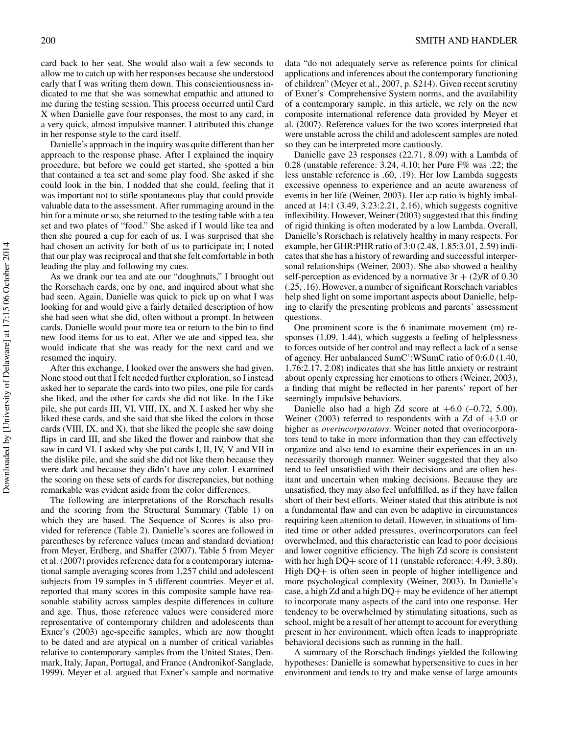card back to her seat. She would also wait a few seconds to allow me to catch up with her responses because she understood early that I was writing them down. This conscientiousness indicated to me that she was somewhat empathic and attuned to me during the testing session. This process occurred until Card X when Danielle gave four responses, the most to any card, in a very quick, almost impulsive manner. I attributed this change in her response style to the card itself.

Danielle's approach in the inquiry was quite different than her approach to the response phase. After I explained the inquiry procedure, but before we could get started, she spotted a bin that contained a tea set and some play food. She asked if she could look in the bin. I nodded that she could, feeling that it was important not to stifle spontaneous play that could provide valuable data to the assessment. After rummaging around in the bin for a minute or so, she returned to the testing table with a tea set and two plates of "food." She asked if I would like tea and then she poured a cup for each of us. I was surprised that she had chosen an activity for both of us to participate in; I noted that our play was reciprocal and that she felt comfortable in both leading the play and following my cues.

As we drank our tea and ate our "doughnuts," I brought out the Rorschach cards, one by one, and inquired about what she had seen. Again, Danielle was quick to pick up on what I was looking for and would give a fairly detailed description of how she had seen what she did, often without a prompt. In between cards, Danielle would pour more tea or return to the bin to find new food items for us to eat. After we ate and sipped tea, she would indicate that she was ready for the next card and we resumed the inquiry.

After this exchange, I looked over the answers she had given. None stood out that I felt needed further exploration, so I instead asked her to separate the cards into two piles, one pile for cards she liked, and the other for cards she did not like. In the Like pile, she put cards III, VI, VIII, IX, and X. I asked her why she liked these cards, and she said that she liked the colors in those cards (VIII, IX, and X), that she liked the people she saw doing flips in card III, and she liked the flower and rainbow that she saw in card VI. I asked why she put cards I, II, IV, V and VII in the dislike pile, and she said she did not like them because they were dark and because they didn't have any color. I examined the scoring on these sets of cards for discrepancies, but nothing remarkable was evident aside from the color differences.

The following are interpretations of the Rorschach results and the scoring from the Structural Summary (Table 1) on which they are based. The Sequence of Scores is also provided for reference (Table 2). Danielle's scores are followed in parentheses by reference values (mean and standard deviation) from Meyer, Erdberg, and Shaffer (2007). Table 5 from Meyer et al. (2007) provides reference data for a contemporary international sample averaging scores from 1,257 child and adolescent subjects from 19 samples in 5 different countries. Meyer et al. reported that many scores in this composite sample have reasonable stability across samples despite differences in culture and age. Thus, those reference values were considered more representative of contemporary children and adolescents than Exner's (2003) age-specific samples, which are now thought to be dated and are atypical on a number of critical variables relative to contemporary samples from the United States, Denmark, Italy, Japan, Portugal, and France (Andronikof-Sanglade, 1999). Meyer et al. argued that Exner's sample and normative data "do not adequately serve as reference points for clinical applications and inferences about the contemporary functioning of children" (Meyer et al., 2007, p. S214). Given recent scrutiny of Exner's Comprehensive System norms, and the availability of a contemporary sample, in this article, we rely on the new composite international reference data provided by Meyer et al. (2007). Reference values for the two scores interpreted that were unstable across the child and adolescent samples are noted so they can be interpreted more cautiously.

Danielle gave 23 responses (22.71, 8.09) with a Lambda of 0.28 (unstable reference: 3.24, 4.10; her Pure F% was .22; the less unstable reference is .60, .19). Her low Lambda suggests excessive openness to experience and an acute awareness of events in her life (Weiner, 2003). Her a:p ratio is highly imbalanced at 14:1 (3.49, 3.23:2.21, 2.16), which suggests cognitive inflexibility. However, Weiner (2003) suggested that this finding of rigid thinking is often moderated by a low Lambda. Overall, Danielle's Rorschach is relatively healthy in many respects. For example, her GHR:PHR ratio of 3:0 (2.48, 1.85:3.01, 2.59) indicates that she has a history of rewarding and successful interpersonal relationships (Weiner, 2003). She also showed a healthy self-perception as evidenced by a normative 3r + (2)/R of 0.30 (.25, .16). However, a number of significant Rorschach variables help shed light on some important aspects about Danielle, helping to clarify the presenting problems and parents' assessment questions.

One prominent score is the 6 inanimate movement (m) responses (1.09, 1.44), which suggests a feeling of helplessness to forces outside of her control and may reflect a lack of a sense of agency. Her unbalanced SumC':WSumC ratio of 0:6.0 (1.40, 1.76:2.17, 2.08) indicates that she has little anxiety or restraint about openly expressing her emotions to others (Weiner, 2003), a finding that might be reflected in her parents' report of her seemingly impulsive behaviors.

Danielle also had a high Zd score at +6.0 (–0.72, 5.00). Weiner (2003) referred to respondents with a Zd of +3.0 or higher as *overincorporators*. Weiner noted that overincorporators tend to take in more information than they can effectively organize and also tend to examine their experiences in an unnecessarily thorough manner. Weiner suggested that they also tend to feel unsatisfied with their decisions and are often hesitant and uncertain when making decisions. Because they are unsatisfied, they may also feel unfulfilled, as if they have fallen short of their best efforts. Weiner stated that this attribute is not a fundamental flaw and can even be adaptive in circumstances requiring keen attention to detail. However, in situations of limited time or other added pressures, overincorporators can feel overwhelmed, and this characteristic can lead to poor decisions and lower cognitive efficiency. The high Zd score is consistent with her high DQ+ score of 11 (unstable reference: 4.49, 3.80). High DQ+ is often seen in people of higher intelligence and more psychological complexity (Weiner, 2003). In Danielle's case, a high Zd and a high DQ+ may be evidence of her attempt to incorporate many aspects of the card into one response. Her tendency to be overwhelmed by stimulating situations, such as school, might be a result of her attempt to account for everything present in her environment, which often leads to inappropriate behavioral decisions such as running in the hall.

A summary of the Rorschach findings yielded the following hypotheses: Danielle is somewhat hypersensitive to cues in her environment and tends to try and make sense of large amounts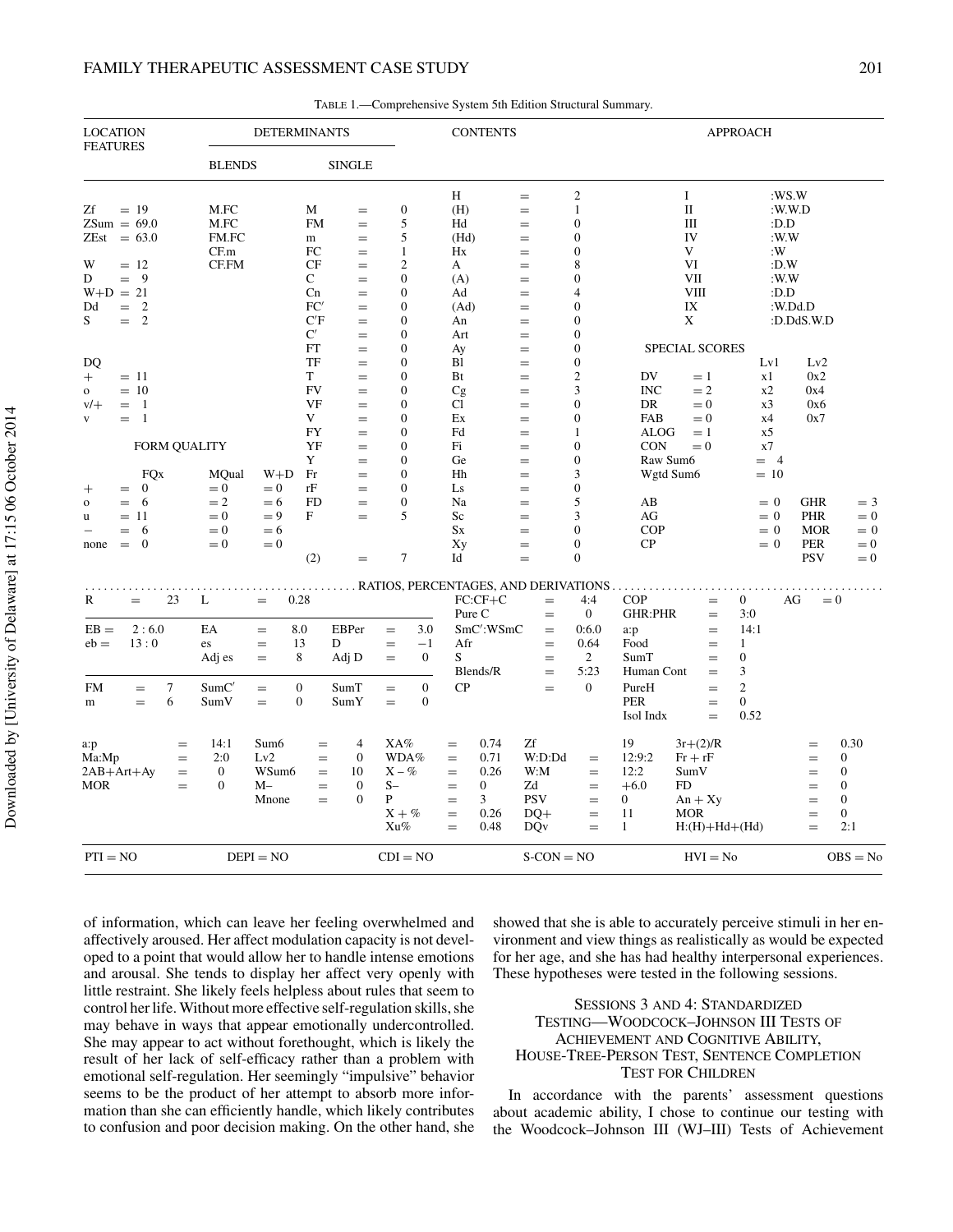TABLE 1.—Comprehensive System 5th Edition Structural Summary.

| LOCATION FEATURES | | DETERMINANTS BLENDS | DETERMINANTS SINGLE | | CONTENTS | | APPROACH | |
|---|---|---|---|---|---|---|---|---|
| | | | | | H | = 2 | I | :WS.W |
| Zf | = 19 | M.FC | M | = 0 | (H) | = 1 | II | :W.W.D |
| ZSum | = 69.0 | M.FC | FM | = 5 | Hd | = 0 | III | :D.D |
| ZEst | = 63.0 | FM.FC | m | = 5 | (Hd) | = 0 | IV | :W.W |
| | | CF.m | FC | = 1 | Hx | = 0 | V | :W |
| W | = 12 | CF.FM | CF | = 2 | A | = 8 | VI | :D.W |
| D | = 9 | | C | = 0 | (A) | = 0 | VII | :W.W |
| W+D | = 21 | | Cn | = 0 | Ad | = 4 | VIII | :D.D |
| Dd | = 2 | | FC′ | = 0 | (Ad) | = 0 | IX | :W.Dd.D |
| S | = 2 | | C′F | = 0 | An | = 0 | X | :D.DdS.W.D |
| | | | C′ | = 0 | Art | = 0 | | |
| | | | FT | = 0 | Ay | = 0 | | |
| DQ | | | TF | = 0 | Bl | = 0 | | |
| + | = 11 | | T | = 0 | Bt | = 2 | | |
| o | = 10 | | FV | = 0 | Cg | = 3 | | |
| v/+ | = 1 | | VF | = 0 | Cl | = 0 | | |
| v | = 1 | | V | = 0 | Ex | = 0 | | |
| | | | FY | = 0 | Fd | = 1 | | |
| | | | YF | = 0 | Fi | = 0 | | |
| | | | Y | = 0 | Ge | = 0 | | |
| | | | Fr | = 0 | Hh | = 3 | | |
| | | | rF | = 0 | Ls | = 0 | | |
| | | | FD | = 0 | Na | = 5 | | |
| | | | F | = 5 | Sc | = 3 | | |
| | | | | | Sx | = 0 | | |
| | | | | | Xy | = 0 | | |
| | | | (2) | = 7 | Id | = 0 | | |

FORM QUALITY

| | FQx | MQual | W+D |
|---|---|---|---|
| + | = 0 | = 0 | = 0 |
| o | = 6 | = 2 | = 6 |
| u | = 11 | = 0 | = 9 |
| − | = 6 | = 0 | = 6 |
| none | = 0 | = 0 | = 0 |

SPECIAL SCORES

| | | Lvl | Lv2 |
|---|---|---|---|
| DV | = 1 | x1 | 0x2 |
| INC | = 2 | x2 | 0x4 |
| DR | = 0 | x3 | 0x6 |
| FAB | = 0 | x4 | 0x7 |
| ALOG | = 1 | x5 | |
| CON | = 0 | x7 | |
| Raw Sum6 | | = 4 | |
| Wgtd Sum6 | | = 10 | |

| | | | |
|---|---|---|---|
| AB | = 0 | GHR | = 3 |
| AG | = 0 | PHR | = 0 |
| COP | = 0 | MOR | = 0 |
| CP | = 0 | PER | = 0 |
| | | PSV | = 0 |

RATIOS, PERCENTAGES, AND DERIVATIONS

| | | | | | | | | | | | |
|---|---|---|---|---|---|---|---|---|---|---|---|
| R | = 23 | L | = 0.28 | | | FC:CF+C | = 4:4 | COP | = 0 | AG | = 0 |
| | | | | | | Pure C | = 0 | GHR:PHR | = 3:0 | | |
| EB = | 2 : 6.0 | EA | = 8.0 | EBPer | = 3.0 | SmC′:WSmC | = 0:6.0 | a:p | = 14:1 | | |
| eb = | 13 : 0 | es | = 13 | D | = −1 | Afr | = 0.64 | Food | = 1 | | |
| | | Adj es | = 8 | Adj D | = 0 | S | = 2 | SumT | = 0 | | |
| | | | | | | Blends/R | = 5:23 | Human Cont | = 3 | | |
| FM | = 7 | SumC′ | = 0 | SumT | = 0 | CP | = 0 | PureH | = 2 | | |
| m | = 6 | SumV | = 0 | SumY | = 0 | | | PER | = 0 | | |
| | | | | | | | | Isol Indx | = 0.52 | | |

| | | | | | | | | | |
|---|---|---|---|---|---|---|---|---|---|
| a:p | = 14:1 | Sum6 | = 4 | XA% | = 0.74 | Zf | 19 | 3r+(2)/R | = 0.30 |
| Ma:Mp | = 2:0 | Lv2 | = 0 | WDA% | = 0.71 | W:D:Dd | = 12:9:2 | Fr + rF | = 0 |
| 2AB+Art+Ay | = 0 | WSum6 | = 10 | X − % | = 0.26 | W:M | = 12:2 | SumV | = 0 |
| MOR | = 0 | M− | = 0 | S− | = 0 | Zd | = +6.0 | FD | = 0 |
| | | Mnone | = 0 | P | = 3 | PSV | = 0 | An + Xy | = 0 |
| | | | | X + % | = 0.26 | DQ+ | = 11 | MOR | = 0 |
| | | | | Xu% | = 0.48 | DQv | = 1 | H:(H)+Hd+(Hd) | = 2:1 |

| | | | | | |
|---|---|---|---|---|---|
| PTI = NO | DEPI = NO | CDI = NO | S-CON = NO | HVI = No | OBS = No |

of information, which can leave her feeling overwhelmed and affectively aroused. Her affect modulation capacity is not developed to a point that would allow her to handle intense emotions and arousal. She tends to display her affect very openly with little restraint. She likely feels helpless about rules that seem to control her life. Without more effective self-regulation skills, she may behave in ways that appear emotionally undercontrolled. She may appear to act without forethought, which is likely the result of her lack of self-efficacy rather than a problem with emotional self-regulation. Her seemingly "impulsive" behavior seems to be the product of her attempt to absorb more information than she can efficiently handle, which likely contributes to confusion and poor decision making. On the other hand, she showed that she is able to accurately perceive stimuli in her environment and view things as realistically as would be expected for her age, and she has had healthy interpersonal experiences. These hypotheses were tested in the following sessions.

## Sessions 3 and 4: Standardized Testing—Woodcock–Johnson III Tests of Achievement and Cognitive Ability, House-Tree-Person Test, Sentence Completion Test for Children

In accordance with the parents' assessment questions about academic ability, I chose to continue our testing with the Woodcock–Johnson III (WJ–III) Tests of Achievement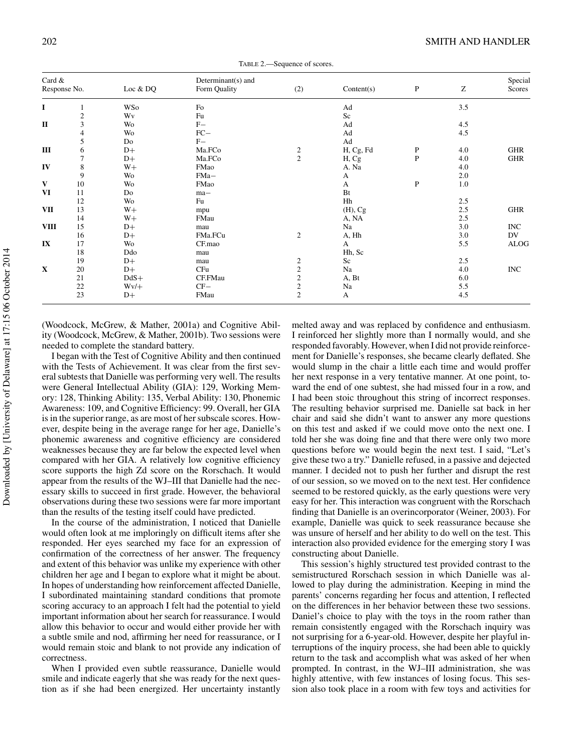TABLE 2.—Sequence of scores.

| Card & | Response No. | Loc & DQ | Determinant(s) and Form Quality | (2) | Content(s) | P | Z | Special Scores |
|---|---|---|---|---|---|---|---|---|
| I | 1 | WSo | Fo | | Ad | | 3.5 | |
| | 2 | Wv | Fu | | Sc | | | |
| II | 3 | Wo | F− | | Ad | | 4.5 | |
| | 4 | Wo | FC− | | Ad | | 4.5 | |
| | 5 | Do | F− | | Ad | | | |
| III | 6 | D+ | Ma.FCo | 2 | H, Cg, Fd | P | 4.0 | GHR |
| | 7 | D+ | Ma.FCo | 2 | H, Cg | P | 4.0 | GHR |
| IV | 8 | W+ | FMao | | A. Na | | 4.0 | |
| | 9 | Wo | FMa− | | A | | 2.0 | |
| V | 10 | Wo | FMao | | A | P | 1.0 | |
| VI | 11 | Do | ma− | | Bt | | | |
| | 12 | Wo | Fu | | Hh | | 2.5 | |
| VII | 13 | W+ | mpu | | (H), Cg | | 2.5 | GHR |
| | 14 | W+ | FMau | | A, NA | | 2.5 | |
| VIII | 15 | D+ | mau | | Na | | 3.0 | INC |
| | 16 | D+ | FMa.FCu | 2 | A, Hh | | 3.0 | DV |
| IX | 17 | Wo | CF.mao | | A | | 5.5 | ALOG |
| | 18 | Ddo | mau | | Hh, Sc | | | |
| | 19 | D+ | mau | 2 | Sc | | 2.5 | |
| X | 20 | D+ | CFu | 2 | Na | | 4.0 | INC |
| | 21 | DdS+ | CF.FMau | 2 | A, Bt | | 6.0 | |
| | 22 | Wv/+ | CF− | 2 | Na | | 5.5 | |
| | 23 | D+ | FMau | 2 | A | | 4.5 | |

(Woodcock, McGrew, & Mather, 2001a) and Cognitive Ability (Woodcock, McGrew, & Mather, 2001b). Two sessions were needed to complete the standard battery.

I began with the Test of Cognitive Ability and then continued with the Tests of Achievement. It was clear from the first several subtests that Danielle was performing very well. The results were General Intellectual Ability (GIA): 129, Working Memory: 128, Thinking Ability: 135, Verbal Ability: 130, Phonemic Awareness: 109, and Cognitive Efficiency: 99. Overall, her GIA is in the superior range, as are most of her subscale scores. However, despite being in the average range for her age, Danielle's phonemic awareness and cognitive efficiency are considered weaknesses because they are far below the expected level when compared with her GIA. A relatively low cognitive efficiency score supports the high Zd score on the Rorschach. It would appear from the results of the WJ–III that Danielle had the necessary skills to succeed in first grade. However, the behavioral observations during these two sessions were far more important than the results of the testing itself could have predicted.

In the course of the administration, I noticed that Danielle would often look at me imploringly on difficult items after she responded. Her eyes searched my face for an expression of confirmation of the correctness of her answer. The frequency and extent of this behavior was unlike my experience with other children her age and I began to explore what it might be about. In hopes of understanding how reinforcement affected Danielle, I subordinated maintaining standard conditions that promote scoring accuracy to an approach I felt had the potential to yield important information about her search for reassurance. I would allow this behavior to occur and would either provide her with a subtle smile and nod, affirming her need for reassurance, or I would remain stoic and blank to not provide any indication of correctness.

When I provided even subtle reassurance, Danielle would smile and indicate eagerly that she was ready for the next question as if she had been energized. Her uncertainty instantly melted away and was replaced by confidence and enthusiasm. I reinforced her slightly more than I normally would, and she responded favorably. However, when I did not provide reinforcement for Danielle's responses, she became clearly deflated. She would slump in the chair a little each time and would proffer her next response in a very tentative manner. At one point, toward the end of one subtest, she had missed four in a row, and I had been stoic throughout this string of incorrect responses. The resulting behavior surprised me. Danielle sat back in her chair and said she didn't want to answer any more questions on this test and asked if we could move onto the next one. I told her she was doing fine and that there were only two more questions before we would begin the next test. I said, "Let's give these two a try." Danielle refused, in a passive and dejected manner. I decided not to push her further and disrupt the rest of our session, so we moved on to the next test. Her confidence seemed to be restored quickly, as the early questions were very easy for her. This interaction was congruent with the Rorschach finding that Danielle is an overincorporator (Weiner, 2003). For example, Danielle was quick to seek reassurance because she was unsure of herself and her ability to do well on the test. This interaction also provided evidence for the emerging story I was constructing about Danielle.

This session's highly structured test provided contrast to the semistructured Rorschach session in which Danielle was allowed to play during the administration. Keeping in mind the parents' concerns regarding her focus and attention, I reflected on the differences in her behavior between these two sessions. Daniel's choice to play with the toys in the room rather than remain consistently engaged with the Rorschach inquiry was not surprising for a 6-year-old. However, despite her playful interruptions of the inquiry process, she had been able to quickly return to the task and accomplish what was asked of her when prompted. In contrast, in the WJ–III administration, she was highly attentive, with few instances of losing focus. This session also took place in a room with few toys and activities for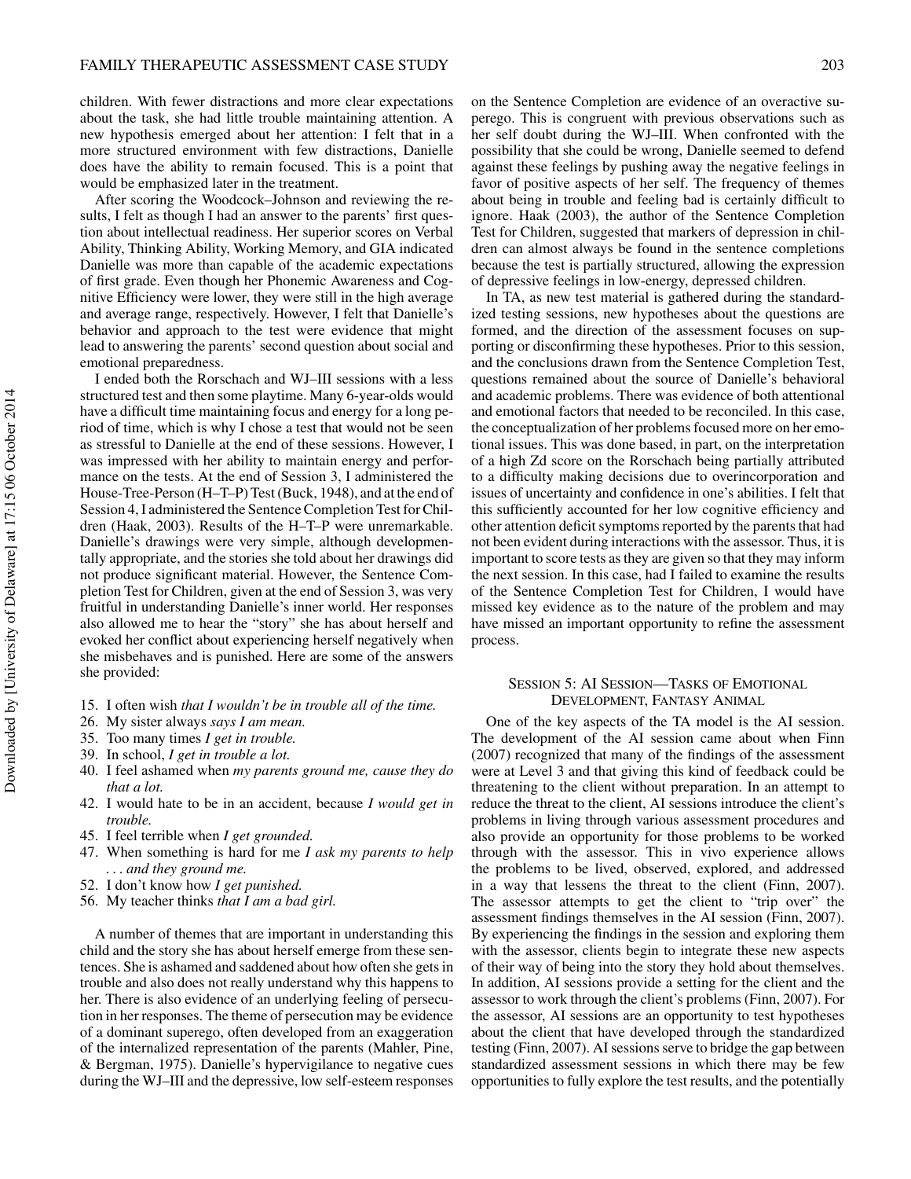children. With fewer distractions and more clear expectations about the task, she had little trouble maintaining attention. A new hypothesis emerged about her attention: I felt that in a more structured environment with few distractions, Danielle does have the ability to remain focused. This is a point that would be emphasized later in the treatment.

After scoring the Woodcock–Johnson and reviewing the results, I felt as though I had an answer to the parents' first question about intellectual readiness. Her superior scores on Verbal Ability, Thinking Ability, Working Memory, and GIA indicated Danielle was more than capable of the academic expectations of first grade. Even though her Phonemic Awareness and Cognitive Efficiency were lower, they were still in the high average and average range, respectively. However, I felt that Danielle's behavior and approach to the test were evidence that might lead to answering the parents' second question about social and emotional preparedness.

I ended both the Rorschach and WJ–III sessions with a less structured test and then some playtime. Many 6-year-olds would have a difficult time maintaining focus and energy for a long period of time, which is why I chose a test that would not be seen as stressful to Danielle at the end of these sessions. However, I was impressed with her ability to maintain energy and performance on the tests. At the end of Session 3, I administered the House-Tree-Person (H–T–P) Test (Buck, 1948), and at the end of Session 4, I administered the Sentence Completion Test for Children (Haak, 2003). Results of the H–T–P were unremarkable. Danielle's drawings were very simple, although developmentally appropriate, and the stories she told about her drawings did not produce significant material. However, the Sentence Completion Test for Children, given at the end of Session 3, was very fruitful in understanding Danielle's inner world. Her responses also allowed me to hear the "story" she has about herself and evoked her conflict about experiencing herself negatively when she misbehaves and is punished. Here are some of the answers she provided:

15. I often wish *that I wouldn't be in trouble all of the time.*
26. My sister always *says I am mean.*
35. Too many times *I get in trouble.*
39. In school, *I get in trouble a lot.*
40. I feel ashamed when *my parents ground me, cause they do that a lot.*
42. I would hate to be in an accident, because *I would get in trouble.*
45. I feel terrible when *I get grounded.*
47. When something is hard for me *I ask my parents to help . . . and they ground me.*
52. I don't know how *I get punished.*
56. My teacher thinks *that I am a bad girl.*

A number of themes that are important in understanding this child and the story she has about herself emerge from these sentences. She is ashamed and saddened about how often she gets in trouble and also does not really understand why this happens to her. There is also evidence of an underlying feeling of persecution in her responses. The theme of persecution may be evidence of a dominant superego, often developed from an exaggeration of the internalized representation of the parents (Mahler, Pine, & Bergman, 1975). Danielle's hypervigilance to negative cues during the WJ–III and the depressive, low self-esteem responses on the Sentence Completion are evidence of an overactive superego. This is congruent with previous observations such as her self doubt during the WJ–III. When confronted with the possibility that she could be wrong, Danielle seemed to defend against these feelings by pushing away the negative feelings in favor of positive aspects of her self. The frequency of themes about being in trouble and feeling bad is certainly difficult to ignore. Haak (2003), the author of the Sentence Completion Test for Children, suggested that markers of depression in children can almost always be found in the sentence completions because the test is partially structured, allowing the expression of depressive feelings in low-energy, depressed children.

In TA, as new test material is gathered during the standardized testing sessions, new hypotheses about the questions are formed, and the direction of the assessment focuses on supporting or disconfirming these hypotheses. Prior to this session, and the conclusions drawn from the Sentence Completion Test, questions remained about the source of Danielle's behavioral and academic problems. There was evidence of both attentional and emotional factors that needed to be reconciled. In this case, the conceptualization of her problems focused more on her emotional issues. This was done based, in part, on the interpretation of a high Zd score on the Rorschach being partially attributed to a difficulty making decisions due to overincorporation and issues of uncertainty and confidence in one's abilities. I felt that this sufficiently accounted for her low cognitive efficiency and other attention deficit symptoms reported by the parents that had not been evident during interactions with the assessor. Thus, it is important to score tests as they are given so that they may inform the next session. In this case, had I failed to examine the results of the Sentence Completion Test for Children, I would have missed key evidence as to the nature of the problem and may have missed an important opportunity to refine the assessment process.

## Session 5: AI Session—Tasks of Emotional Development, Fantasy Animal

One of the key aspects of the TA model is the AI session. The development of the AI session came about when Finn (2007) recognized that many of the findings of the assessment were at Level 3 and that giving this kind of feedback could be threatening to the client without preparation. In an attempt to reduce the threat to the client, AI sessions introduce the client's problems in living through various assessment procedures and also provide an opportunity for those problems to be worked through with the assessor. This in vivo experience allows the problems to be lived, observed, explored, and addressed in a way that lessens the threat to the client (Finn, 2007). The assessor attempts to get the client to "trip over" the assessment findings themselves in the AI session (Finn, 2007). By experiencing the findings in the session and exploring them with the assessor, clients begin to integrate these new aspects of their way of being into the story they hold about themselves. In addition, AI sessions provide a setting for the client and the assessor to work through the client's problems (Finn, 2007). For the assessor, AI sessions are an opportunity to test hypotheses about the client that have developed through the standardized testing (Finn, 2007). AI sessions serve to bridge the gap between standardized assessment sessions in which there may be few opportunities to fully explore the test results, and the potentially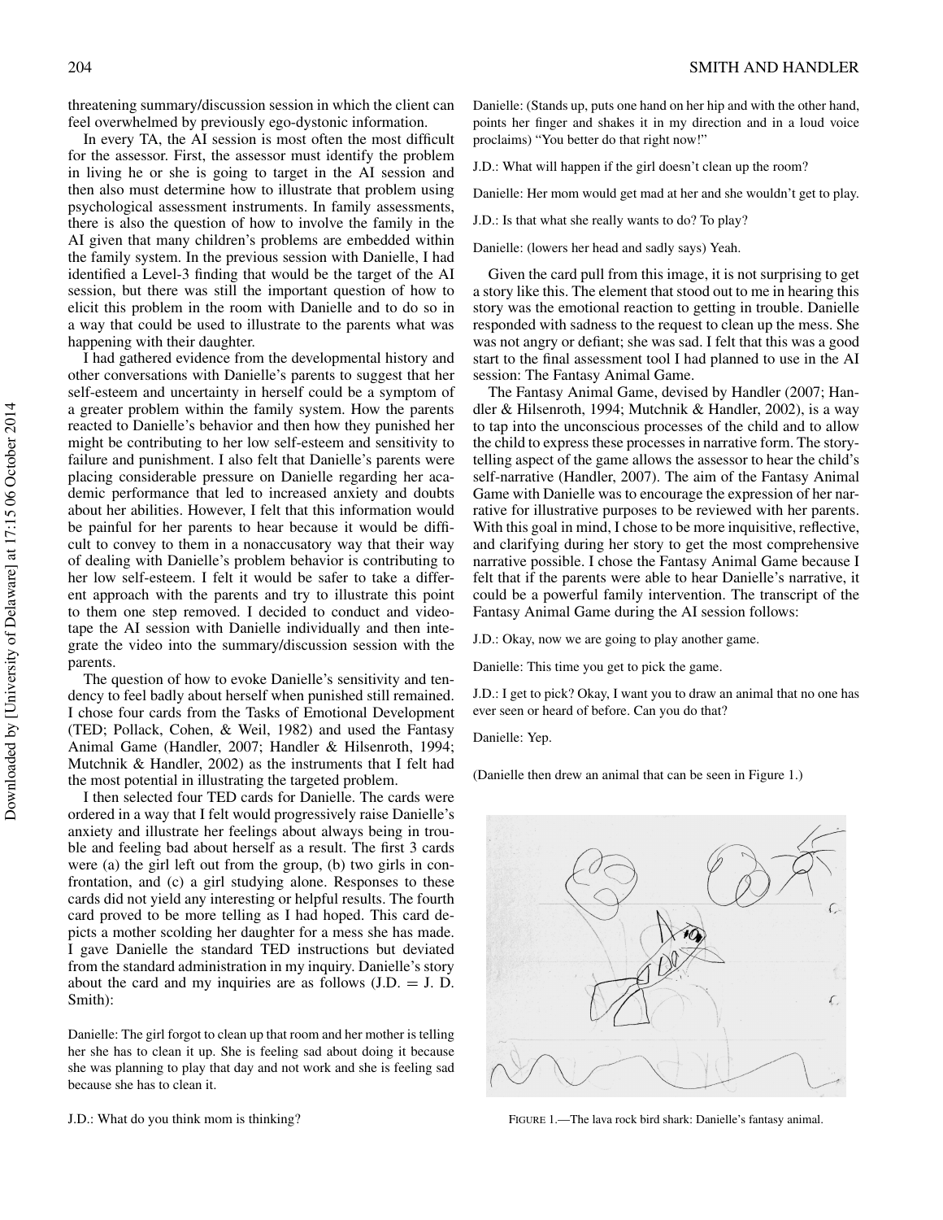threatening summary/discussion session in which the client can feel overwhelmed by previously ego-dystonic information.

In every TA, the AI session is most often the most difficult for the assessor. First, the assessor must identify the problem in living he or she is going to target in the AI session and then also must determine how to illustrate that problem using psychological assessment instruments. In family assessments, there is also the question of how to involve the family in the AI given that many children's problems are embedded within the family system. In the previous session with Danielle, I had identified a Level-3 finding that would be the target of the AI session, but there was still the important question of how to elicit this problem in the room with Danielle and to do so in a way that could be used to illustrate to the parents what was happening with their daughter.

I had gathered evidence from the developmental history and other conversations with Danielle's parents to suggest that her self-esteem and uncertainty in herself could be a symptom of a greater problem within the family system. How the parents reacted to Danielle's behavior and then how they punished her might be contributing to her low self-esteem and sensitivity to failure and punishment. I also felt that Danielle's parents were placing considerable pressure on Danielle regarding her academic performance that led to increased anxiety and doubts about her abilities. However, I felt that this information would be painful for her parents to hear because it would be difficult to convey to them in a nonaccusatory way that their way of dealing with Danielle's problem behavior is contributing to her low self-esteem. I felt it would be safer to take a different approach with the parents and try to illustrate this point to them one step removed. I decided to conduct and videotape the AI session with Danielle individually and then integrate the video into the summary/discussion session with the parents.

The question of how to evoke Danielle's sensitivity and tendency to feel badly about herself when punished still remained. I chose four cards from the Tasks of Emotional Development (TED; Pollack, Cohen, & Weil, 1982) and used the Fantasy Animal Game (Handler, 2007; Handler & Hilsenroth, 1994; Mutchnik & Handler, 2002) as the instruments that I felt had the most potential in illustrating the targeted problem.

I then selected four TED cards for Danielle. The cards were ordered in a way that I felt would progressively raise Danielle's anxiety and illustrate her feelings about always being in trouble and feeling bad about herself as a result. The first 3 cards were (a) the girl left out from the group, (b) two girls in confrontation, and (c) a girl studying alone. Responses to these cards did not yield any interesting or helpful results. The fourth card proved to be more telling as I had hoped. This card depicts a mother scolding her daughter for a mess she has made. I gave Danielle the standard TED instructions but deviated from the standard administration in my inquiry. Danielle's story about the card and my inquiries are as follows (J.D. = J. D. Smith):

Danielle: The girl forgot to clean up that room and her mother is telling her she has to clean it up. She is feeling sad about doing it because she was planning to play that day and not work and she is feeling sad because she has to clean it.

J.D.: What do you think mom is thinking?

Danielle: (Stands up, puts one hand on her hip and with the other hand, points her finger and shakes it in my direction and in a loud voice proclaims) "You better do that right now!"

J.D.: What will happen if the girl doesn't clean up the room?

Danielle: Her mom would get mad at her and she wouldn't get to play.

J.D.: Is that what she really wants to do? To play?

Danielle: (lowers her head and sadly says) Yeah.

Given the card pull from this image, it is not surprising to get a story like this. The element that stood out to me in hearing this story was the emotional reaction to getting in trouble. Danielle responded with sadness to the request to clean up the mess. She was not angry or defiant; she was sad. I felt that this was a good start to the final assessment tool I had planned to use in the AI session: The Fantasy Animal Game.

The Fantasy Animal Game, devised by Handler (2007; Handler & Hilsenroth, 1994; Mutchnik & Handler, 2002), is a way to tap into the unconscious processes of the child and to allow the child to express these processes in narrative form. The storytelling aspect of the game allows the assessor to hear the child's self-narrative (Handler, 2007). The aim of the Fantasy Animal Game with Danielle was to encourage the expression of her narrative for illustrative purposes to be reviewed with her parents. With this goal in mind, I chose to be more inquisitive, reflective, and clarifying during her story to get the most comprehensive narrative possible. I chose the Fantasy Animal Game because I felt that if the parents were able to hear Danielle's narrative, it could be a powerful family intervention. The transcript of the Fantasy Animal Game during the AI session follows:

J.D.: Okay, now we are going to play another game.

Danielle: This time you get to pick the game.

J.D.: I get to pick? Okay, I want you to draw an animal that no one has ever seen or heard of before. Can you do that?

Danielle: Yep.

(Danielle then drew an animal that can be seen in Figure 1.)

FIGURE 1.—The lava rock bird shark: Danielle's fantasy animal.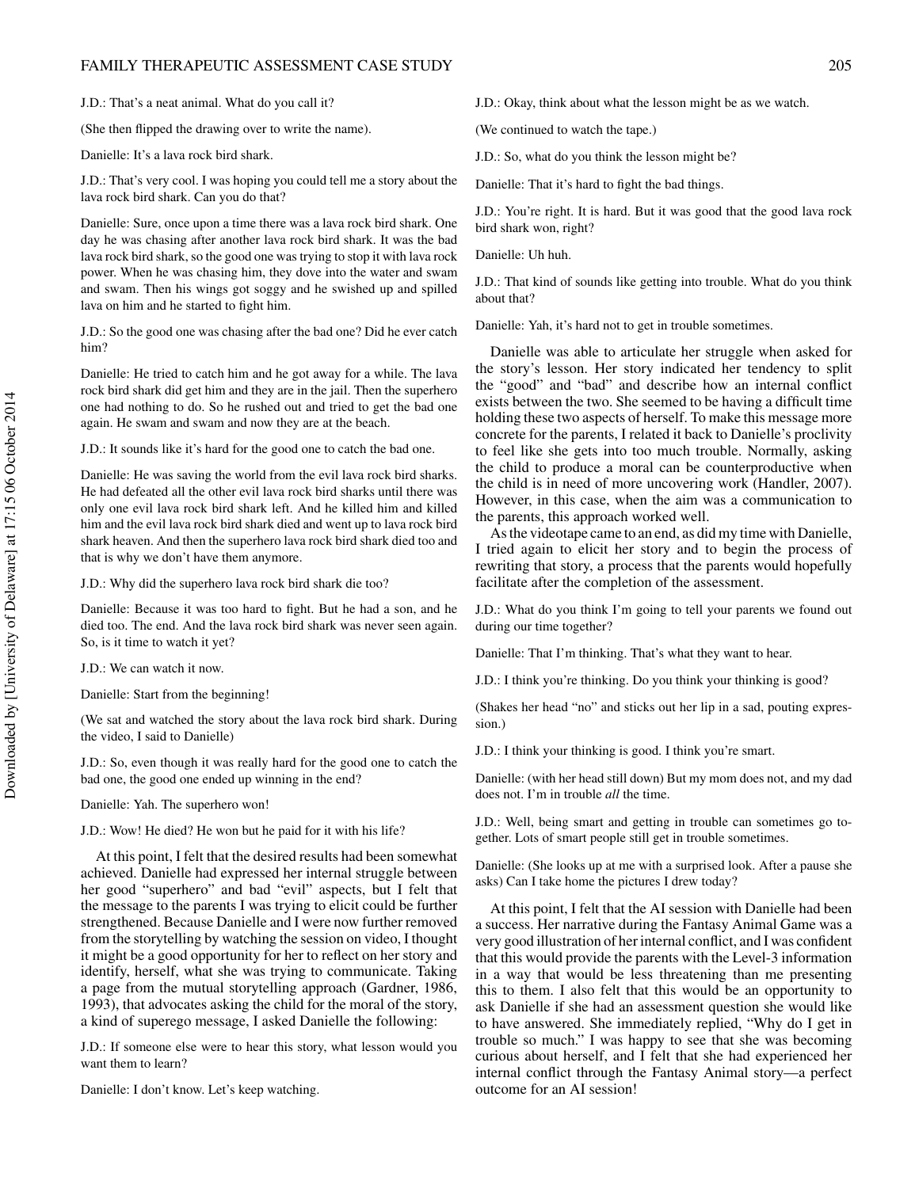J.D.: That's a neat animal. What do you call it?

(She then flipped the drawing over to write the name).

Danielle: It's a lava rock bird shark.

J.D.: That's very cool. I was hoping you could tell me a story about the lava rock bird shark. Can you do that?

Danielle: Sure, once upon a time there was a lava rock bird shark. One day he was chasing after another lava rock bird shark. It was the bad lava rock bird shark, so the good one was trying to stop it with lava rock power. When he was chasing him, they dove into the water and swam and swam. Then his wings got soggy and he swished up and spilled lava on him and he started to fight him.

J.D.: So the good one was chasing after the bad one? Did he ever catch him?

Danielle: He tried to catch him and he got away for a while. The lava rock bird shark did get him and they are in the jail. Then the superhero one had nothing to do. So he rushed out and tried to get the bad one again. He swam and swam and now they are at the beach.

J.D.: It sounds like it's hard for the good one to catch the bad one.

Danielle: He was saving the world from the evil lava rock bird sharks. He had defeated all the other evil lava rock bird sharks until there was only one evil lava rock bird shark left. And he killed him and killed him and the evil lava rock bird shark died and went up to lava rock bird shark heaven. And then the superhero lava rock bird shark died too and that is why we don't have them anymore.

J.D.: Why did the superhero lava rock bird shark die too?

Danielle: Because it was too hard to fight. But he had a son, and he died too. The end. And the lava rock bird shark was never seen again. So, is it time to watch it yet?

J.D.: We can watch it now.

Danielle: Start from the beginning!

(We sat and watched the story about the lava rock bird shark. During the video, I said to Danielle)

J.D.: So, even though it was really hard for the good one to catch the bad one, the good one ended up winning in the end?

Danielle: Yah. The superhero won!

J.D.: Wow! He died? He won but he paid for it with his life?

At this point, I felt that the desired results had been somewhat achieved. Danielle had expressed her internal struggle between her good "superhero" and bad "evil" aspects, but I felt that the message to the parents I was trying to elicit could be further strengthened. Because Danielle and I were now further removed from the storytelling by watching the session on video, I thought it might be a good opportunity for her to reflect on her story and identify, herself, what she was trying to communicate. Taking a page from the mutual storytelling approach (Gardner, 1986, 1993), that advocates asking the child for the moral of the story, a kind of superego message, I asked Danielle the following:

J.D.: If someone else were to hear this story, what lesson would you want them to learn?

Danielle: I don't know. Let's keep watching.

J.D.: Okay, think about what the lesson might be as we watch.

(We continued to watch the tape.)

J.D.: So, what do you think the lesson might be?

Danielle: That it's hard to fight the bad things.

J.D.: You're right. It is hard. But it was good that the good lava rock bird shark won, right?

Danielle: Uh huh.

J.D.: That kind of sounds like getting into trouble. What do you think about that?

Danielle: Yah, it's hard not to get in trouble sometimes.

Danielle was able to articulate her struggle when asked for the story's lesson. Her story indicated her tendency to split the "good" and "bad" and describe how an internal conflict exists between the two. She seemed to be having a difficult time holding these two aspects of herself. To make this message more concrete for the parents, I related it back to Danielle's proclivity to feel like she gets into too much trouble. Normally, asking the child to produce a moral can be counterproductive when the child is in need of more uncovering work (Handler, 2007). However, in this case, when the aim was a communication to the parents, this approach worked well.

As the videotape came to an end, as did my time with Danielle, I tried again to elicit her story and to begin the process of rewriting that story, a process that the parents would hopefully facilitate after the completion of the assessment.

J.D.: What do you think I'm going to tell your parents we found out during our time together?

Danielle: That I'm thinking. That's what they want to hear.

J.D.: I think you're thinking. Do you think your thinking is good?

(Shakes her head "no" and sticks out her lip in a sad, pouting expression.)

J.D.: I think your thinking is good. I think you're smart.

Danielle: (with her head still down) But my mom does not, and my dad does not. I'm in trouble *all* the time.

J.D.: Well, being smart and getting in trouble can sometimes go together. Lots of smart people still get in trouble sometimes.

Danielle: (She looks up at me with a surprised look. After a pause she asks) Can I take home the pictures I drew today?

At this point, I felt that the AI session with Danielle had been a success. Her narrative during the Fantasy Animal Game was a very good illustration of her internal conflict, and I was confident that this would provide the parents with the Level-3 information in a way that would be less threatening than me presenting this to them. I also felt that this would be an opportunity to ask Danielle if she had an assessment question she would like to have answered. She immediately replied, "Why do I get in trouble so much." I was happy to see that she was becoming curious about herself, and I felt that she had experienced her internal conflict through the Fantasy Animal story—a perfect outcome for an AI session!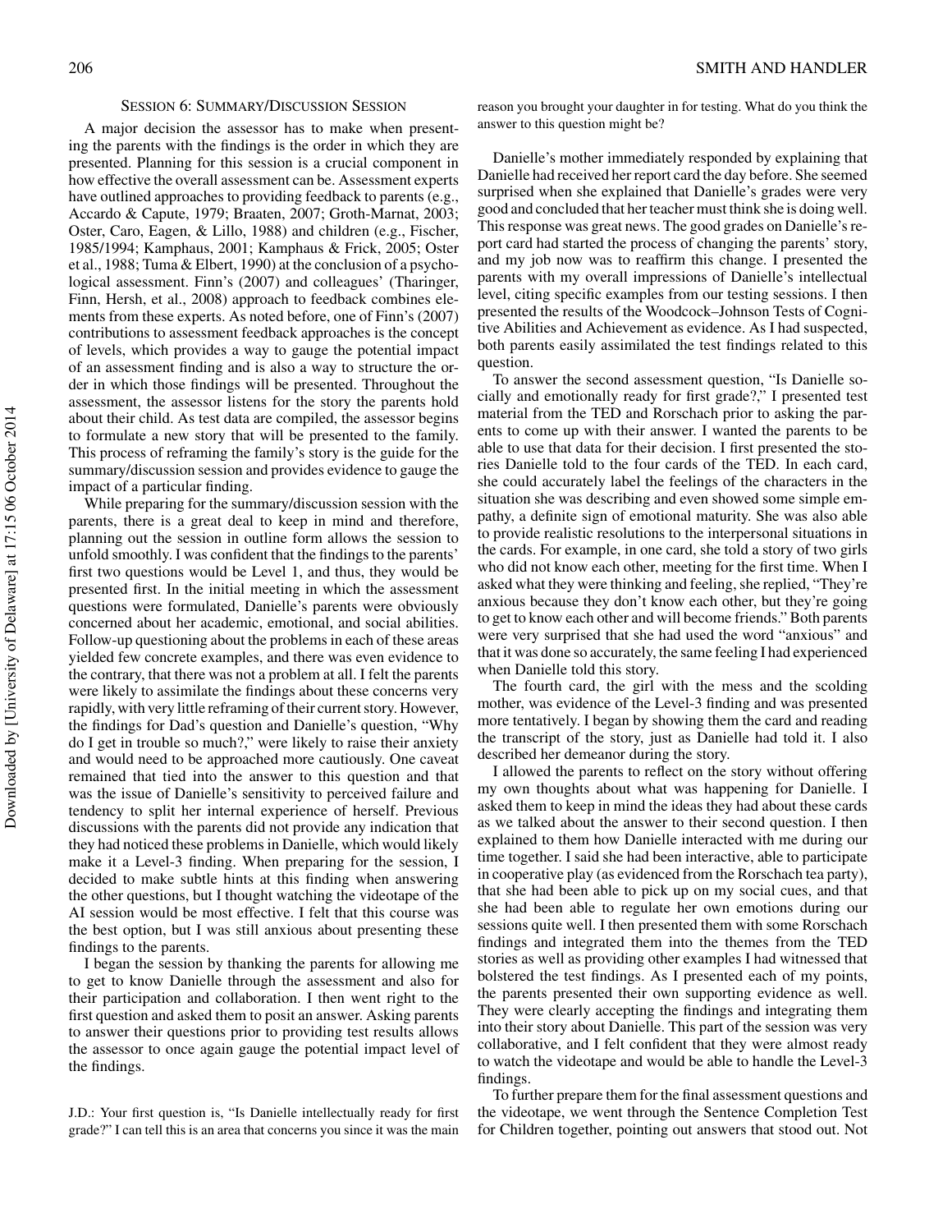### Session 6: Summary/Discussion Session

A major decision the assessor has to make when presenting the parents with the findings is the order in which they are presented. Planning for this session is a crucial component in how effective the overall assessment can be. Assessment experts have outlined approaches to providing feedback to parents (e.g., Accardo & Capute, 1979; Braaten, 2007; Groth-Marnat, 2003; Oster, Caro, Eagen, & Lillo, 1988) and children (e.g., Fischer, 1985/1994; Kamphaus, 2001; Kamphaus & Frick, 2005; Oster et al., 1988; Tuma & Elbert, 1990) at the conclusion of a psychological assessment. Finn's (2007) and colleagues' (Tharinger, Finn, Hersh, et al., 2008) approach to feedback combines elements from these experts. As noted before, one of Finn's (2007) contributions to assessment feedback approaches is the concept of levels, which provides a way to gauge the potential impact of an assessment finding and is also a way to structure the order in which those findings will be presented. Throughout the assessment, the assessor listens for the story the parents hold about their child. As test data are compiled, the assessor begins to formulate a new story that will be presented to the family. This process of reframing the family's story is the guide for the summary/discussion session and provides evidence to gauge the impact of a particular finding.

While preparing for the summary/discussion session with the parents, there is a great deal to keep in mind and therefore, planning out the session in outline form allows the session to unfold smoothly. I was confident that the findings to the parents' first two questions would be Level 1, and thus, they would be presented first. In the initial meeting in which the assessment questions were formulated, Danielle's parents were obviously concerned about her academic, emotional, and social abilities. Follow-up questioning about the problems in each of these areas yielded few concrete examples, and there was even evidence to the contrary, that there was not a problem at all. I felt the parents were likely to assimilate the findings about these concerns very rapidly, with very little reframing of their current story. However, the findings for Dad's question and Danielle's question, "Why do I get in trouble so much?," were likely to raise their anxiety and would need to be approached more cautiously. One caveat remained that tied into the answer to this question and that was the issue of Danielle's sensitivity to perceived failure and tendency to split her internal experience of herself. Previous discussions with the parents did not provide any indication that they had noticed these problems in Danielle, which would likely make it a Level-3 finding. When preparing for the session, I decided to make subtle hints at this finding when answering the other questions, but I thought watching the videotape of the AI session would be most effective. I felt that this course was the best option, but I was still anxious about presenting these findings to the parents.

I began the session by thanking the parents for allowing me to get to know Danielle through the assessment and also for their participation and collaboration. I then went right to the first question and asked them to posit an answer. Asking parents to answer their questions prior to providing test results allows the assessor to once again gauge the potential impact level of the findings.

J.D.: Your first question is, "Is Danielle intellectually ready for first grade?" I can tell this is an area that concerns you since it was the main reason you brought your daughter in for testing. What do you think the answer to this question might be?

Danielle's mother immediately responded by explaining that Danielle had received her report card the day before. She seemed surprised when she explained that Danielle's grades were very good and concluded that her teacher must think she is doing well. This response was great news. The good grades on Danielle's report card had started the process of changing the parents' story, and my job now was to reaffirm this change. I presented the parents with my overall impressions of Danielle's intellectual level, citing specific examples from our testing sessions. I then presented the results of the Woodcock–Johnson Tests of Cognitive Abilities and Achievement as evidence. As I had suspected, both parents easily assimilated the test findings related to this question.

To answer the second assessment question, "Is Danielle socially and emotionally ready for first grade?," I presented test material from the TED and Rorschach prior to asking the parents to come up with their answer. I wanted the parents to be able to use that data for their decision. I first presented the stories Danielle told to the four cards of the TED. In each card, she could accurately label the feelings of the characters in the situation she was describing and even showed some simple empathy, a definite sign of emotional maturity. She was also able to provide realistic resolutions to the interpersonal situations in the cards. For example, in one card, she told a story of two girls who did not know each other, meeting for the first time. When I asked what they were thinking and feeling, she replied, "They're anxious because they don't know each other, but they're going to get to know each other and will become friends." Both parents were very surprised that she had used the word "anxious" and that it was done so accurately, the same feeling I had experienced when Danielle told this story.

The fourth card, the girl with the mess and the scolding mother, was evidence of the Level-3 finding and was presented more tentatively. I began by showing them the card and reading the transcript of the story, just as Danielle had told it. I also described her demeanor during the story.

I allowed the parents to reflect on the story without offering my own thoughts about what was happening for Danielle. I asked them to keep in mind the ideas they had about these cards as we talked about the answer to their second question. I then explained to them how Danielle interacted with me during our time together. I said she had been interactive, able to participate in cooperative play (as evidenced from the Rorschach tea party), that she had been able to pick up on my social cues, and that she had been able to regulate her own emotions during our sessions quite well. I then presented them with some Rorschach findings and integrated them into the themes from the TED stories as well as providing other examples I had witnessed that bolstered the test findings. As I presented each of my points, the parents presented their own supporting evidence as well. They were clearly accepting the findings and integrating them into their story about Danielle. This part of the session was very collaborative, and I felt confident that they were almost ready to watch the videotape and would be able to handle the Level-3 findings.

To further prepare them for the final assessment questions and the videotape, we went through the Sentence Completion Test for Children together, pointing out answers that stood out. Not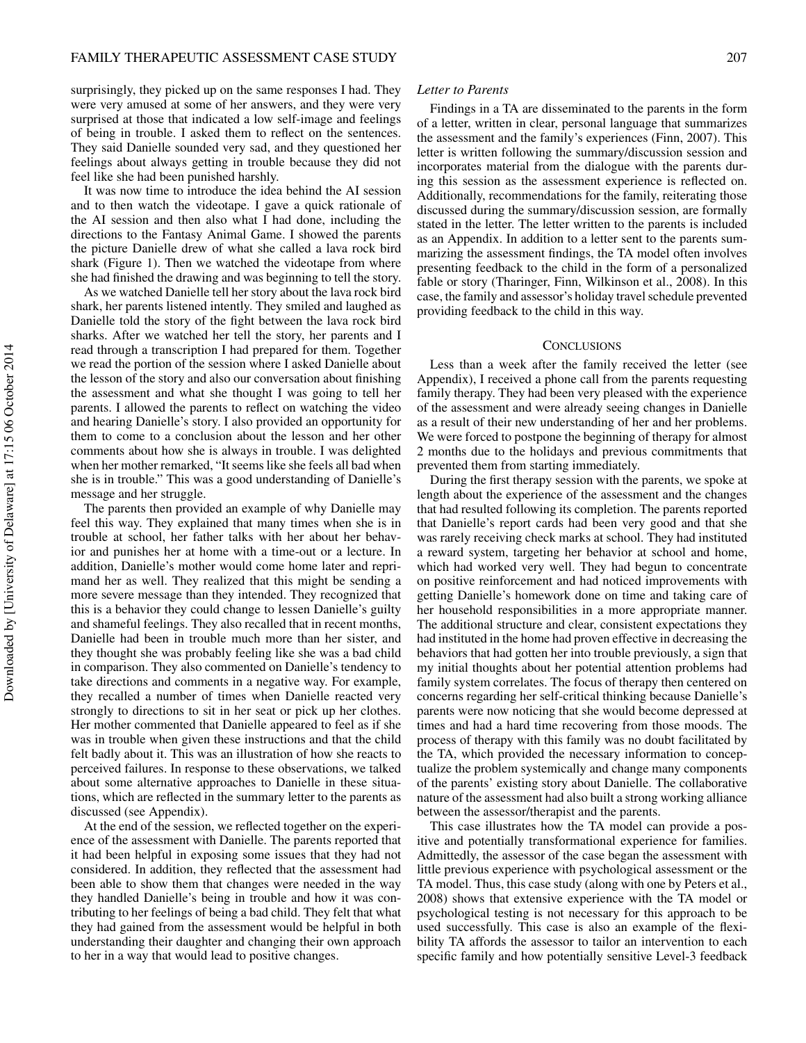surprisingly, they picked up on the same responses I had. They were very amused at some of her answers, and they were very surprised at those that indicated a low self-image and feelings of being in trouble. I asked them to reflect on the sentences. They said Danielle sounded very sad, and they questioned her feelings about always getting in trouble because they did not feel like she had been punished harshly.

It was now time to introduce the idea behind the AI session and to then watch the videotape. I gave a quick rationale of the AI session and then also what I had done, including the directions to the Fantasy Animal Game. I showed the parents the picture Danielle drew of what she called a lava rock bird shark (Figure 1). Then we watched the videotape from where she had finished the drawing and was beginning to tell the story.

As we watched Danielle tell her story about the lava rock bird shark, her parents listened intently. They smiled and laughed as Danielle told the story of the fight between the lava rock bird sharks. After we watched her tell the story, her parents and I read through a transcription I had prepared for them. Together we read the portion of the session where I asked Danielle about the lesson of the story and also our conversation about finishing the assessment and what she thought I was going to tell her parents. I allowed the parents to reflect on watching the video and hearing Danielle's story. I also provided an opportunity for them to come to a conclusion about the lesson and her other comments about how she is always in trouble. I was delighted when her mother remarked, "It seems like she feels all bad when she is in trouble." This was a good understanding of Danielle's message and her struggle.

The parents then provided an example of why Danielle may feel this way. They explained that many times when she is in trouble at school, her father talks with her about her behavior and punishes her at home with a time-out or a lecture. In addition, Danielle's mother would come home later and reprimand her as well. They realized that this might be sending a more severe message than they intended. They recognized that this is a behavior they could change to lessen Danielle's guilty and shameful feelings. They also recalled that in recent months, Danielle had been in trouble much more than her sister, and they thought she was probably feeling like she was a bad child in comparison. They also commented on Danielle's tendency to take directions and comments in a negative way. For example, they recalled a number of times when Danielle reacted very strongly to directions to sit in her seat or pick up her clothes. Her mother commented that Danielle appeared to feel as if she was in trouble when given these instructions and that the child felt badly about it. This was an illustration of how she reacts to perceived failures. In response to these observations, we talked about some alternative approaches to Danielle in these situations, which are reflected in the summary letter to the parents as discussed (see Appendix).

At the end of the session, we reflected together on the experience of the assessment with Danielle. The parents reported that it had been helpful in exposing some issues that they had not considered. In addition, they reflected that the assessment had been able to show them that changes were needed in the way they handled Danielle's being in trouble and how it was contributing to her feelings of being a bad child. They felt that what they had gained from the assessment would be helpful in both understanding their daughter and changing their own approach to her in a way that would lead to positive changes.

*Letter to Parents*

Findings in a TA are disseminated to the parents in the form of a letter, written in clear, personal language that summarizes the assessment and the family's experiences (Finn, 2007). This letter is written following the summary/discussion session and incorporates material from the dialogue with the parents during this session as the assessment experience is reflected on. Additionally, recommendations for the family, reiterating those discussed during the summary/discussion session, are formally stated in the letter. The letter written to the parents is included as an Appendix. In addition to a letter sent to the parents summarizing the assessment findings, the TA model often involves presenting feedback to the child in the form of a personalized fable or story (Tharinger, Finn, Wilkinson et al., 2008). In this case, the family and assessor's holiday travel schedule prevented providing feedback to the child in this way.

## CONCLUSIONS

Less than a week after the family received the letter (see Appendix), I received a phone call from the parents requesting family therapy. They had been very pleased with the experience of the assessment and were already seeing changes in Danielle as a result of their new understanding of her and her problems. We were forced to postpone the beginning of therapy for almost 2 months due to the holidays and previous commitments that prevented them from starting immediately.

During the first therapy session with the parents, we spoke at length about the experience of the assessment and the changes that had resulted following its completion. The parents reported that Danielle's report cards had been very good and that she was rarely receiving check marks at school. They had instituted a reward system, targeting her behavior at school and home, which had worked very well. They had begun to concentrate on positive reinforcement and had noticed improvements with getting Danielle's homework done on time and taking care of her household responsibilities in a more appropriate manner. The additional structure and clear, consistent expectations they had instituted in the home had proven effective in decreasing the behaviors that had gotten her into trouble previously, a sign that my initial thoughts about her potential attention problems had family system correlates. The focus of therapy then centered on concerns regarding her self-critical thinking because Danielle's parents were now noticing that she would become depressed at times and had a hard time recovering from those moods. The process of therapy with this family was no doubt facilitated by the TA, which provided the necessary information to conceptualize the problem systemically and change many components of the parents' existing story about Danielle. The collaborative nature of the assessment had also built a strong working alliance between the assessor/therapist and the parents.

This case illustrates how the TA model can provide a positive and potentially transformational experience for families. Admittedly, the assessor of the case began the assessment with little previous experience with psychological assessment or the TA model. Thus, this case study (along with one by Peters et al., 2008) shows that extensive experience with the TA model or psychological testing is not necessary for this approach to be used successfully. This case is also an example of the flexibility TA affords the assessor to tailor an intervention to each specific family and how potentially sensitive Level-3 feedback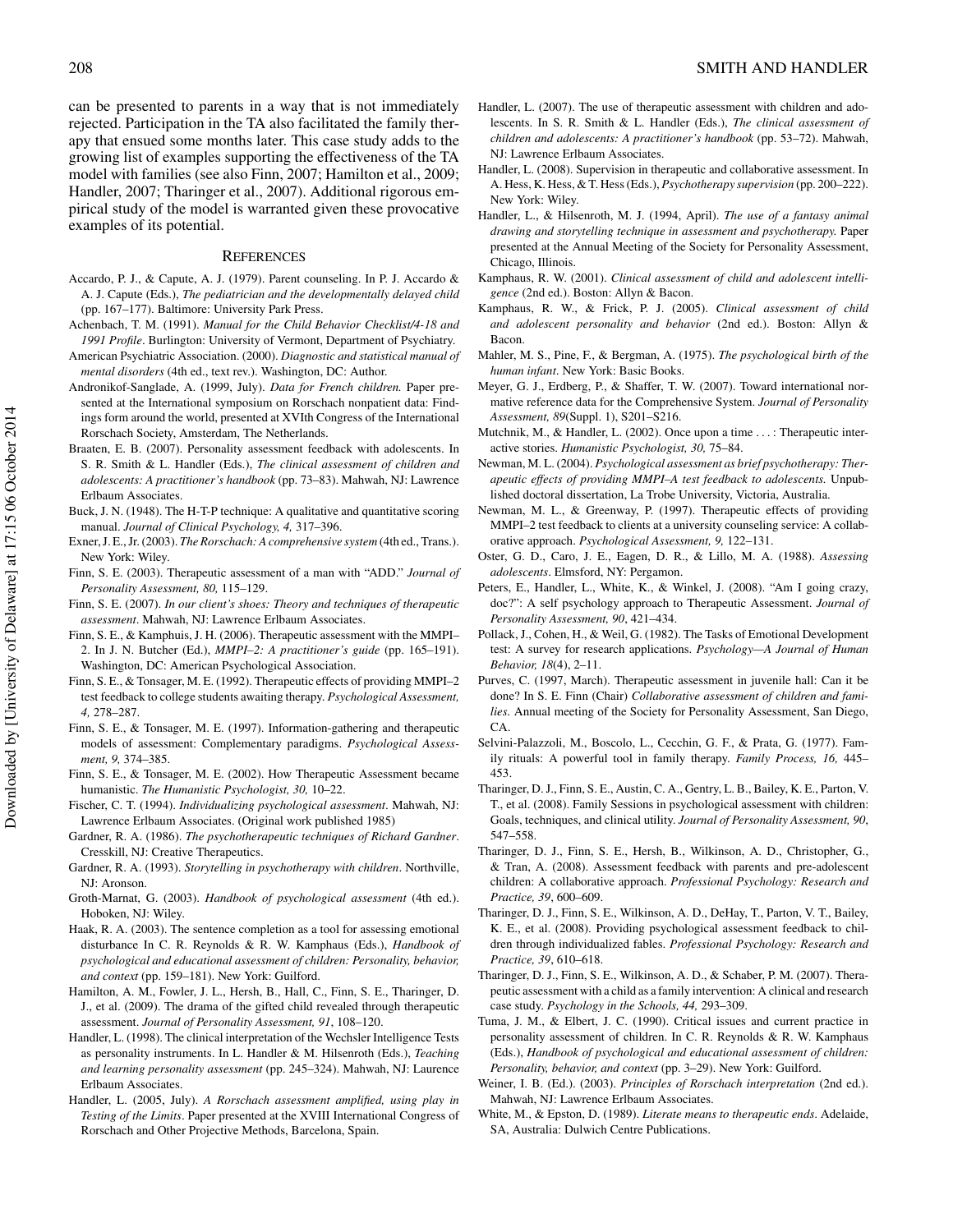can be presented to parents in a way that is not immediately rejected. Participation in the TA also facilitated the family therapy that ensued some months later. This case study adds to the growing list of examples supporting the effectiveness of the TA model with families (see also Finn, 2007; Hamilton et al., 2009; Handler, 2007; Tharinger et al., 2007). Additional rigorous empirical study of the model is warranted given these provocative examples of its potential.

## REFERENCES

Accardo, P. J., & Capute, A. J. (1979). Parent counseling. In P. J. Accardo & A. J. Capute (Eds.), *The pediatrician and the developmentally delayed child* (pp. 167–177). Baltimore: University Park Press.

Achenbach, T. M. (1991). *Manual for the Child Behavior Checklist/4-18 and 1991 Profile*. Burlington: University of Vermont, Department of Psychiatry.

American Psychiatric Association. (2000). *Diagnostic and statistical manual of mental disorders* (4th ed., text rev.). Washington, DC: Author.

Andronikof-Sanglade, A. (1999, July). *Data for French children.* Paper presented at the International symposium on Rorschach nonpatient data: Findings form around the world, presented at XVIth Congress of the International Rorschach Society, Amsterdam, The Netherlands.

Braaten, E. B. (2007). Personality assessment feedback with adolescents. In S. R. Smith & L. Handler (Eds.), *The clinical assessment of children and adolescents: A practitioner's handbook* (pp. 73–83). Mahwah, NJ: Lawrence Erlbaum Associates.

Buck, J. N. (1948). The H-T-P technique: A qualitative and quantitative scoring manual. *Journal of Clinical Psychology, 4,* 317–396.

Exner, J. E., Jr. (2003). *The Rorschach: A comprehensive system* (4th ed., Trans.). New York: Wiley.

Finn, S. E. (2003). Therapeutic assessment of a man with "ADD." *Journal of Personality Assessment, 80,* 115–129.

Finn, S. E. (2007). *In our client's shoes: Theory and techniques of therapeutic assessment*. Mahwah, NJ: Lawrence Erlbaum Associates.

Finn, S. E., & Kamphuis, J. H. (2006). Therapeutic assessment with the MMPI–2. In J. N. Butcher (Ed.), *MMPI–2: A practitioner's guide* (pp. 165–191). Washington, DC: American Psychological Association.

Finn, S. E., & Tonsager, M. E. (1992). Therapeutic effects of providing MMPI–2 test feedback to college students awaiting therapy. *Psychological Assessment, 4,* 278–287.

Finn, S. E., & Tonsager, M. E. (1997). Information-gathering and therapeutic models of assessment: Complementary paradigms. *Psychological Assessment, 9,* 374–385.

Finn, S. E., & Tonsager, M. E. (2002). How Therapeutic Assessment became humanistic. *The Humanistic Psychologist, 30,* 10–22.

Fischer, C. T. (1994). *Individualizing psychological assessment*. Mahwah, NJ: Lawrence Erlbaum Associates. (Original work published 1985)

Gardner, R. A. (1986). *The psychotherapeutic techniques of Richard Gardner*. Cresskill, NJ: Creative Therapeutics.

Gardner, R. A. (1993). *Storytelling in psychotherapy with children*. Northville, NJ: Aronson.

Groth-Marnat, G. (2003). *Handbook of psychological assessment* (4th ed.). Hoboken, NJ: Wiley.

Haak, R. A. (2003). The sentence completion as a tool for assessing emotional disturbance In C. R. Reynolds & R. W. Kamphaus (Eds.), *Handbook of psychological and educational assessment of children: Personality, behavior, and context* (pp. 159–181). New York: Guilford.

Hamilton, A. M., Fowler, J. L., Hersh, B., Hall, C., Finn, S. E., Tharinger, D. J., et al. (2009). The drama of the gifted child revealed through therapeutic assessment. *Journal of Personality Assessment, 91*, 108–120.

Handler, L. (1998). The clinical interpretation of the Wechsler Intelligence Tests as personality instruments. In L. Handler & M. Hilsenroth (Eds.), *Teaching and learning personality assessment* (pp. 245–324). Mahwah, NJ: Laurence Erlbaum Associates.

Handler, L. (2005, July). *A Rorschach assessment amplified, using play in Testing of the Limits*. Paper presented at the XVIII International Congress of Rorschach and Other Projective Methods, Barcelona, Spain.

Handler, L. (2007). The use of therapeutic assessment with children and adolescents. In S. R. Smith & L. Handler (Eds.), *The clinical assessment of children and adolescents: A practitioner's handbook* (pp. 53–72). Mahwah, NJ: Lawrence Erlbaum Associates.

Handler, L. (2008). Supervision in therapeutic and collaborative assessment. In A. Hess, K. Hess, & T. Hess (Eds.), *Psychotherapy supervision* (pp. 200–222). New York: Wiley.

Handler, L., & Hilsenroth, M. J. (1994, April). *The use of a fantasy animal drawing and storytelling technique in assessment and psychotherapy.* Paper presented at the Annual Meeting of the Society for Personality Assessment, Chicago, Illinois.

Kamphaus, R. W. (2001). *Clinical assessment of child and adolescent intelligence* (2nd ed.). Boston: Allyn & Bacon.

Kamphaus, R. W., & Frick, P. J. (2005). *Clinical assessment of child and adolescent personality and behavior* (2nd ed.). Boston: Allyn & Bacon.

Mahler, M. S., Pine, F., & Bergman, A. (1975). *The psychological birth of the human infant*. New York: Basic Books.

Meyer, G. J., Erdberg, P., & Shaffer, T. W. (2007). Toward international normative reference data for the Comprehensive System. *Journal of Personality Assessment, 89*(Suppl. 1), S201–S216.

Mutchnik, M., & Handler, L. (2002). Once upon a time . . . : Therapeutic interactive stories. *Humanistic Psychologist, 30,* 75–84.

Newman, M. L. (2004). *Psychological assessment as brief psychotherapy: Therapeutic effects of providing MMPI–A test feedback to adolescents.* Unpublished doctoral dissertation, La Trobe University, Victoria, Australia.

Newman, M. L., & Greenway, P. (1997). Therapeutic effects of providing MMPI–2 test feedback to clients at a university counseling service: A collaborative approach. *Psychological Assessment, 9,* 122–131.

Oster, G. D., Caro, J. E., Eagen, D. R., & Lillo, M. A. (1988). *Assessing adolescents*. Elmsford, NY: Pergamon.

Peters, E., Handler, L., White, K., & Winkel, J. (2008). "Am I going crazy, doc?": A self psychology approach to Therapeutic Assessment. *Journal of Personality Assessment, 90*, 421–434.

Pollack, J., Cohen, H., & Weil, G. (1982). The Tasks of Emotional Development test: A survey for research applications. *Psychology—A Journal of Human Behavior, 18*(4), 2–11.

Purves, C. (1997, March). Therapeutic assessment in juvenile hall: Can it be done? In S. E. Finn (Chair) *Collaborative assessment of children and families.* Annual meeting of the Society for Personality Assessment, San Diego, CA.

Selvini-Palazzoli, M., Boscolo, L., Cecchin, G. F., & Prata, G. (1977). Family rituals: A powerful tool in family therapy. *Family Process, 16,* 445–453.

Tharinger, D. J., Finn, S. E., Austin, C. A., Gentry, L. B., Bailey, K. E., Parton, V. T., et al. (2008). Family Sessions in psychological assessment with children: Goals, techniques, and clinical utility. *Journal of Personality Assessment, 90*, 547–558.

Tharinger, D. J., Finn, S. E., Hersh, B., Wilkinson, A. D., Christopher, G., & Tran, A. (2008). Assessment feedback with parents and pre-adolescent children: A collaborative approach. *Professional Psychology: Research and Practice, 39*, 600–609.

Tharinger, D. J., Finn, S. E., Wilkinson, A. D., DeHay, T., Parton, V. T., Bailey, K. E., et al. (2008). Providing psychological assessment feedback to children through individualized fables. *Professional Psychology: Research and Practice, 39*, 610–618.

Tharinger, D. J., Finn, S. E., Wilkinson, A. D., & Schaber, P. M. (2007). Therapeutic assessment with a child as a family intervention: A clinical and research case study. *Psychology in the Schools, 44,* 293–309.

Tuma, J. M., & Elbert, J. C. (1990). Critical issues and current practice in personality assessment of children. In C. R. Reynolds & R. W. Kamphaus (Eds.), *Handbook of psychological and educational assessment of children: Personality, behavior, and context* (pp. 3–29). New York: Guilford.

Weiner, I. B. (Ed.). (2003). *Principles of Rorschach interpretation* (2nd ed.). Mahwah, NJ: Lawrence Erlbaum Associates.

White, M., & Epston, D. (1989). *Literate means to therapeutic ends*. Adelaide, SA, Australia: Dulwich Centre Publications.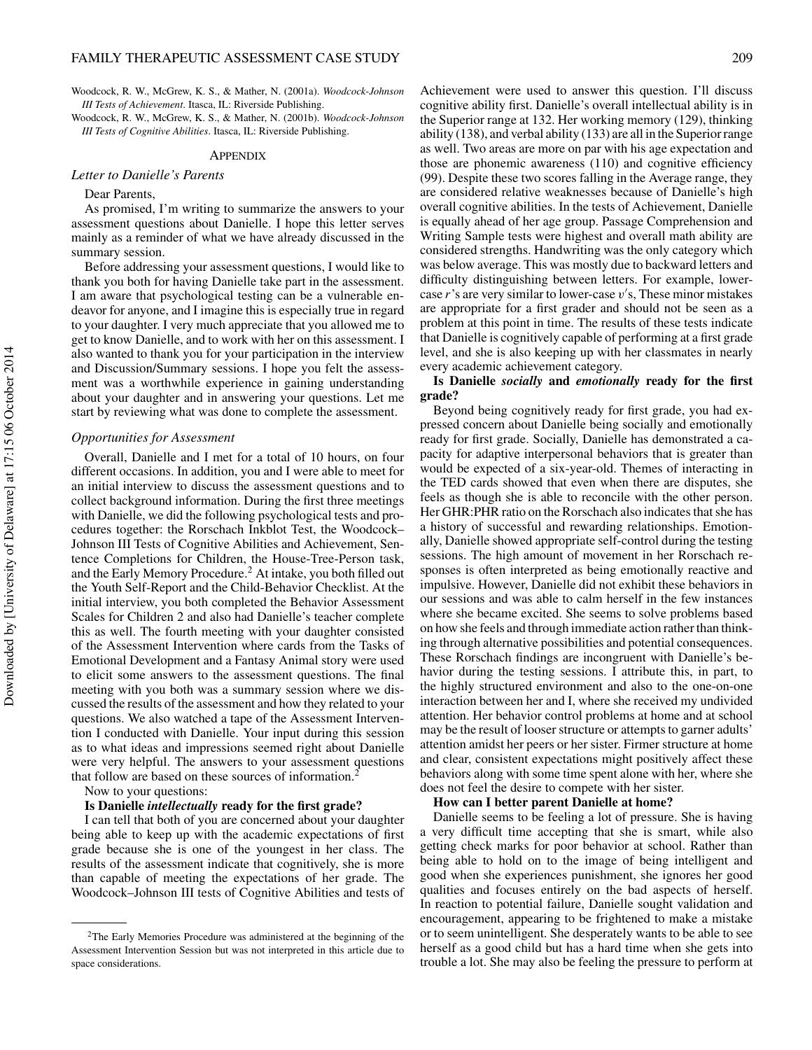Woodcock, R. W., McGrew, K. S., & Mather, N. (2001a). *Woodcock-Johnson III Tests of Achievement*. Itasca, IL: Riverside Publishing.

Woodcock, R. W., McGrew, K. S., & Mather, N. (2001b). *Woodcock-Johnson III Tests of Cognitive Abilities*. Itasca, IL: Riverside Publishing.

## APPENDIX

### *Letter to Danielle's Parents*

Dear Parents,

As promised, I'm writing to summarize the answers to your assessment questions about Danielle. I hope this letter serves mainly as a reminder of what we have already discussed in the summary session.

Before addressing your assessment questions, I would like to thank you both for having Danielle take part in the assessment. I am aware that psychological testing can be a vulnerable endeavor for anyone, and I imagine this is especially true in regard to your daughter. I very much appreciate that you allowed me to get to know Danielle, and to work with her on this assessment. I also wanted to thank you for your participation in the interview and Discussion/Summary sessions. I hope you felt the assessment was a worthwhile experience in gaining understanding about your daughter and in answering your questions. Let me start by reviewing what was done to complete the assessment.

### *Opportunities for Assessment*

Overall, Danielle and I met for a total of 10 hours, on four different occasions. In addition, you and I were able to meet for an initial interview to discuss the assessment questions and to collect background information. During the first three meetings with Danielle, we did the following psychological tests and procedures together: the Rorschach Inkblot Test, the Woodcock–Johnson III Tests of Cognitive Abilities and Achievement, Sentence Completions for Children, the House-Tree-Person task, and the Early Memory Procedure.[2] At intake, you both filled out the Youth Self-Report and the Child-Behavior Checklist. At the initial interview, you both completed the Behavior Assessment Scales for Children 2 and also had Danielle's teacher complete this as well. The fourth meeting with your daughter consisted of the Assessment Intervention where cards from the Tasks of Emotional Development and a Fantasy Animal story were used to elicit some answers to the assessment questions. The final meeting with you both was a summary session where we discussed the results of the assessment and how they related to your questions. We also watched a tape of the Assessment Intervention I conducted with Danielle. Your input during this session as to what ideas and impressions seemed right about Danielle were very helpful. The answers to your assessment questions that follow are based on these sources of information.[2]

Now to your questions:

**Is Danielle *intellectually* ready for the first grade?**

I can tell that both of you are concerned about your daughter being able to keep up with the academic expectations of first grade because she is one of the youngest in her class. The results of the assessment indicate that cognitively, she is more than capable of meeting the expectations of her grade. The Woodcock–Johnson III tests of Cognitive Abilities and tests of Achievement were used to answer this question. I'll discuss cognitive ability first. Danielle's overall intellectual ability is in the Superior range at 132. Her working memory (129), thinking ability (138), and verbal ability (133) are all in the Superior range as well. Two areas are more on par with his age expectation and those are phonemic awareness (110) and cognitive efficiency (99). Despite these two scores falling in the Average range, they are considered relative weaknesses because of Danielle's high overall cognitive abilities. In the tests of Achievement, Danielle is equally ahead of her age group. Passage Comprehension and Writing Sample tests were highest and overall math ability are considered strengths. Handwriting was the only category which was below average. This was mostly due to backward letters and difficulty distinguishing between letters. For example, lower-case *r*'s are very similar to lower-case *v*'s, These minor mistakes are appropriate for a first grader and should not be seen as a problem at this point in time. The results of these tests indicate that Danielle is cognitively capable of performing at a first grade level, and she is also keeping up with her classmates in nearly every academic achievement category.

**Is Danielle *socially* and *emotionally* ready for the first grade?**

Beyond being cognitively ready for first grade, you had expressed concern about Danielle being socially and emotionally ready for first grade. Socially, Danielle has demonstrated a capacity for adaptive interpersonal behaviors that is greater than would be expected of a six-year-old. Themes of interacting in the TED cards showed that even when there are disputes, she feels as though she is able to reconcile with the other person. Her GHR:PHR ratio on the Rorschach also indicates that she has a history of successful and rewarding relationships. Emotionally, Danielle showed appropriate self-control during the testing sessions. The high amount of movement in her Rorschach responses is often interpreted as being emotionally reactive and impulsive. However, Danielle did not exhibit these behaviors in our sessions and was able to calm herself in the few instances where she became excited. She seems to solve problems based on how she feels and through immediate action rather than thinking through alternative possibilities and potential consequences. These Rorschach findings are incongruent with Danielle's behavior during the testing sessions. I attribute this, in part, to the highly structured environment and also to the one-on-one interaction between her and I, where she received my undivided attention. Her behavior control problems at home and at school may be the result of looser structure or attempts to garner adults' attention amidst her peers or her sister. Firmer structure at home and clear, consistent expectations might positively affect these behaviors along with some time spent alone with her, where she does not feel the desire to compete with her sister.

**How can I better parent Danielle at home?**

Danielle seems to be feeling a lot of pressure. She is having a very difficult time accepting that she is smart, while also getting check marks for poor behavior at school. Rather than being able to hold on to the image of being intelligent and good when she experiences punishment, she ignores her good qualities and focuses entirely on the bad aspects of herself. In reaction to potential failure, Danielle sought validation and encouragement, appearing to be frightened to make a mistake or to seem unintelligent. She desperately wants to be able to see herself as a good child but has a hard time when she gets into trouble a lot. She may also be feeling the pressure to perform at

[2]The Early Memories Procedure was administered at the beginning of the Assessment Intervention Session but was not interpreted in this article due to space considerations.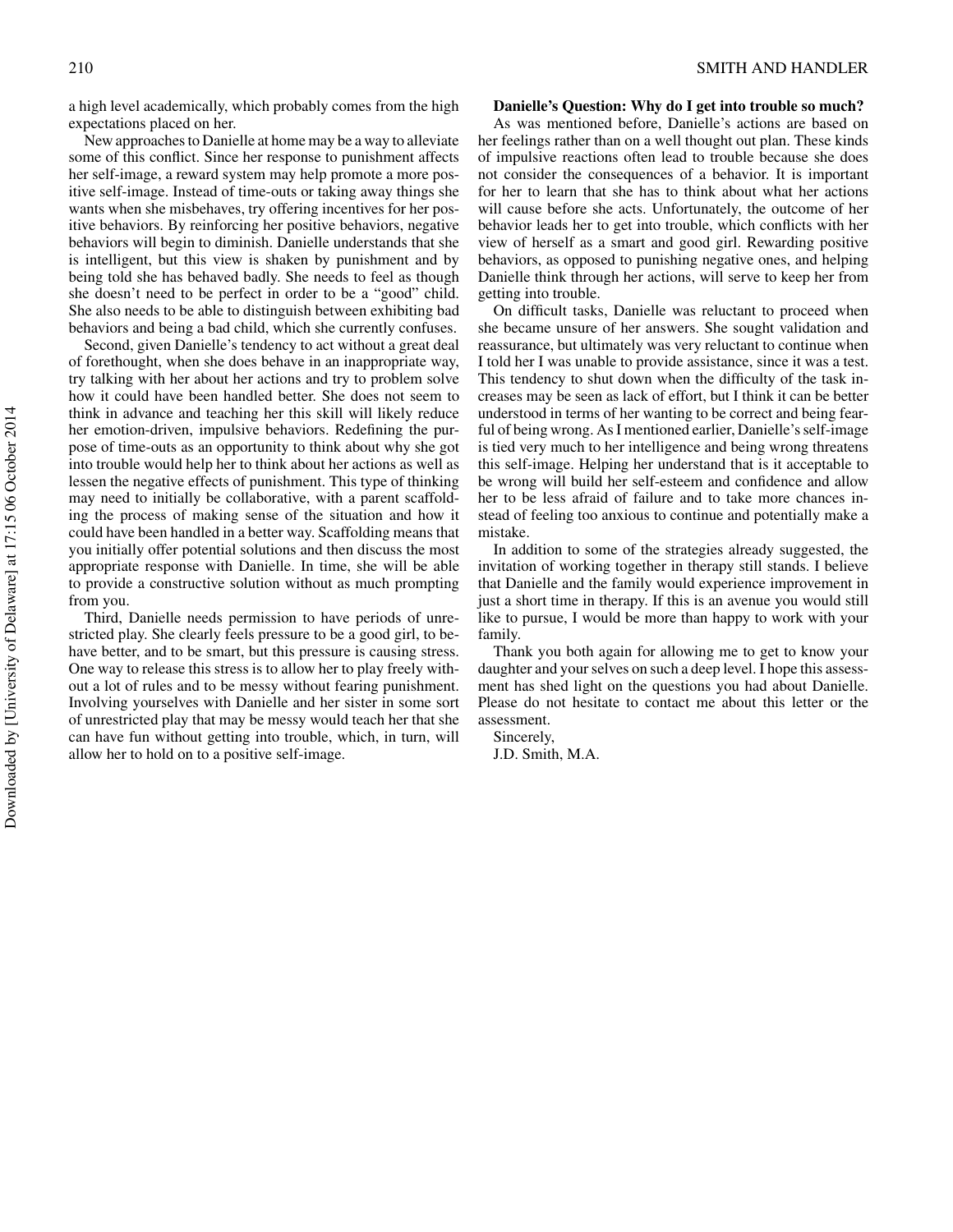a high level academically, which probably comes from the high expectations placed on her.

New approaches to Danielle at home may be a way to alleviate some of this conflict. Since her response to punishment affects her self-image, a reward system may help promote a more positive self-image. Instead of time-outs or taking away things she wants when she misbehaves, try offering incentives for her positive behaviors. By reinforcing her positive behaviors, negative behaviors will begin to diminish. Danielle understands that she is intelligent, but this view is shaken by punishment and by being told she has behaved badly. She needs to feel as though she doesn't need to be perfect in order to be a "good" child. She also needs to be able to distinguish between exhibiting bad behaviors and being a bad child, which she currently confuses.

Second, given Danielle's tendency to act without a great deal of forethought, when she does behave in an inappropriate way, try talking with her about her actions and try to problem solve how it could have been handled better. She does not seem to think in advance and teaching her this skill will likely reduce her emotion-driven, impulsive behaviors. Redefining the purpose of time-outs as an opportunity to think about why she got into trouble would help her to think about her actions as well as lessen the negative effects of punishment. This type of thinking may need to initially be collaborative, with a parent scaffolding the process of making sense of the situation and how it could have been handled in a better way. Scaffolding means that you initially offer potential solutions and then discuss the most appropriate response with Danielle. In time, she will be able to provide a constructive solution without as much prompting from you.

Third, Danielle needs permission to have periods of unrestricted play. She clearly feels pressure to be a good girl, to behave better, and to be smart, but this pressure is causing stress. One way to release this stress is to allow her to play freely without a lot of rules and to be messy without fearing punishment. Involving yourselves with Danielle and her sister in some sort of unrestricted play that may be messy would teach her that she can have fun without getting into trouble, which, in turn, will allow her to hold on to a positive self-image.

**Danielle's Question: Why do I get into trouble so much?**

As was mentioned before, Danielle's actions are based on her feelings rather than on a well thought out plan. These kinds of impulsive reactions often lead to trouble because she does not consider the consequences of a behavior. It is important for her to learn that she has to think about what her actions will cause before she acts. Unfortunately, the outcome of her behavior leads her to get into trouble, which conflicts with her view of herself as a smart and good girl. Rewarding positive behaviors, as opposed to punishing negative ones, and helping Danielle think through her actions, will serve to keep her from getting into trouble.

On difficult tasks, Danielle was reluctant to proceed when she became unsure of her answers. She sought validation and reassurance, but ultimately was very reluctant to continue when I told her I was unable to provide assistance, since it was a test. This tendency to shut down when the difficulty of the task increases may be seen as lack of effort, but I think it can be better understood in terms of her wanting to be correct and being fearful of being wrong. As I mentioned earlier, Danielle's self-image is tied very much to her intelligence and being wrong threatens this self-image. Helping her understand that is it acceptable to be wrong will build her self-esteem and confidence and allow her to be less afraid of failure and to take more chances instead of feeling too anxious to continue and potentially make a mistake.

In addition to some of the strategies already suggested, the invitation of working together in therapy still stands. I believe that Danielle and the family would experience improvement in just a short time in therapy. If this is an avenue you would still like to pursue, I would be more than happy to work with your family.

Thank you both again for allowing me to get to know your daughter and your selves on such a deep level. I hope this assessment has shed light on the questions you had about Danielle. Please do not hesitate to contact me about this letter or the assessment.

Sincerely,
J.D. Smith, M.A.